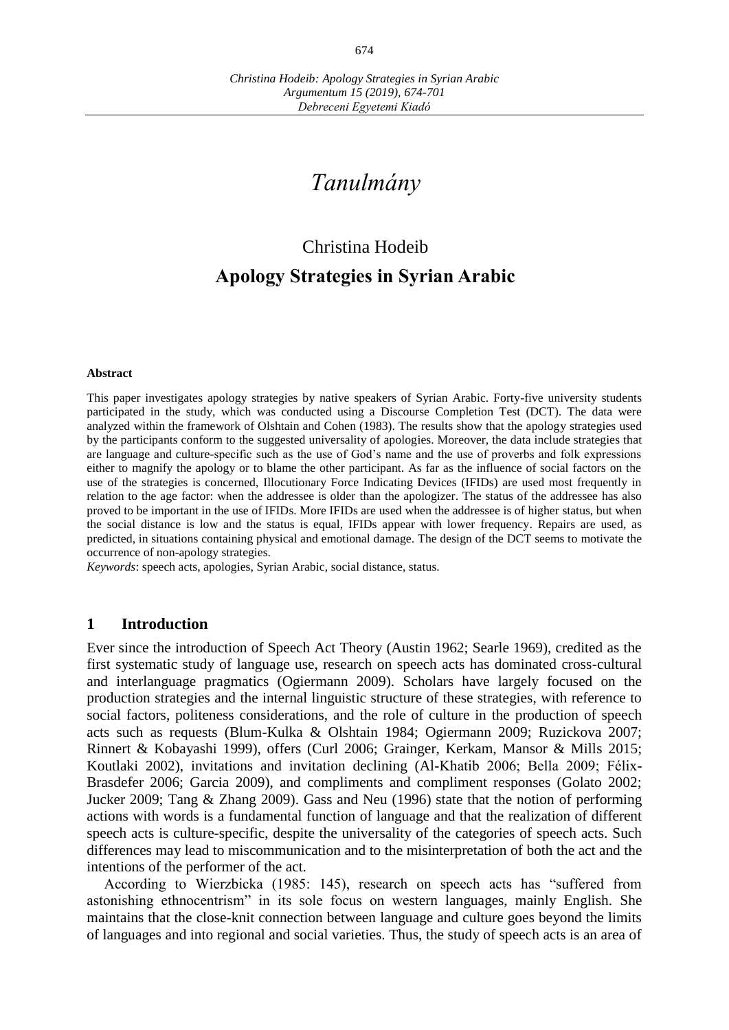*Tanulmány*

# Christina Hodeib

# Apology Strategies in Syrian Arabic

**Abstract**

This paper investigates apology strategies by native speakers of Syrian Arabic. Forty-five university students participated in the study, which was conducted using a Discourse Completion Test (DCT). The data were analyzed within the framework of Olshtain and Cohen (1983). The results show that the apology strategies used by the participants conform to the suggested universality of apologies. Moreover, the data include strategies that are language and culture-specific such as the use of God's name and the use of proverbs and folk expressions either to magnify the apology or to blame the other participant. As far as the influence of social factors on the use of the strategies is concerned, Illocutionary Force Indicating Devices (IFIDs) are used most frequently in relation to the age factor: when the addressee is older than the apologizer. The status of the addressee has also proved to be important in the use of IFIDs. More IFIDs are used when the addressee is of higher status, but when the social distance is low and the status is equal, IFIDs appear with lower frequency. Repairs are used, as predicted, in situations containing physical and emotional damage. The design of the DCT seems to motivate the occurrence of non-apology strategies.

*Keywords*: speech acts, apologies, Syrian Arabic, social distance, status.

## 1 Introduction

Ever since the introduction of Speech Act Theory (Austin 1962; Searle 1969), credited as the first systematic study of language use, research on speech acts has dominated cross-cultural and interlanguage pragmatics (Ogiermann 2009). Scholars have largely focused on the production strategies and the internal linguistic structure of these strategies, with reference to social factors, politeness considerations, and the role of culture in the production of speech acts such as requests (Blum-Kulka & Olshtain 1984; Ogiermann 2009; Ruzickova 2007; Rinnert & Kobayashi 1999), offers (Curl 2006; Grainger, Kerkam, Mansor & Mills 2015; Koutlaki 2002), invitations and invitation declining (Al-Khatib 2006; Bella 2009; Félix-Brasdefer 2006; Garcia 2009), and compliments and compliment responses (Golato 2002; Jucker 2009; Tang & Zhang 2009). Gass and Neu (1996) state that the notion of performing actions with words is a fundamental function of language and that the realization of different speech acts is culture-specific, despite the universality of the categories of speech acts. Such differences may lead to miscommunication and to the misinterpretation of both the act and the intentions of the performer of the act.

According to Wierzbicka (1985: 145), research on speech acts has "suffered from astonishing ethnocentrism" in its sole focus on western languages, mainly English. She maintains that the close-knit connection between language and culture goes beyond the limits of languages and into regional and social varieties. Thus, the study of speech acts is an area of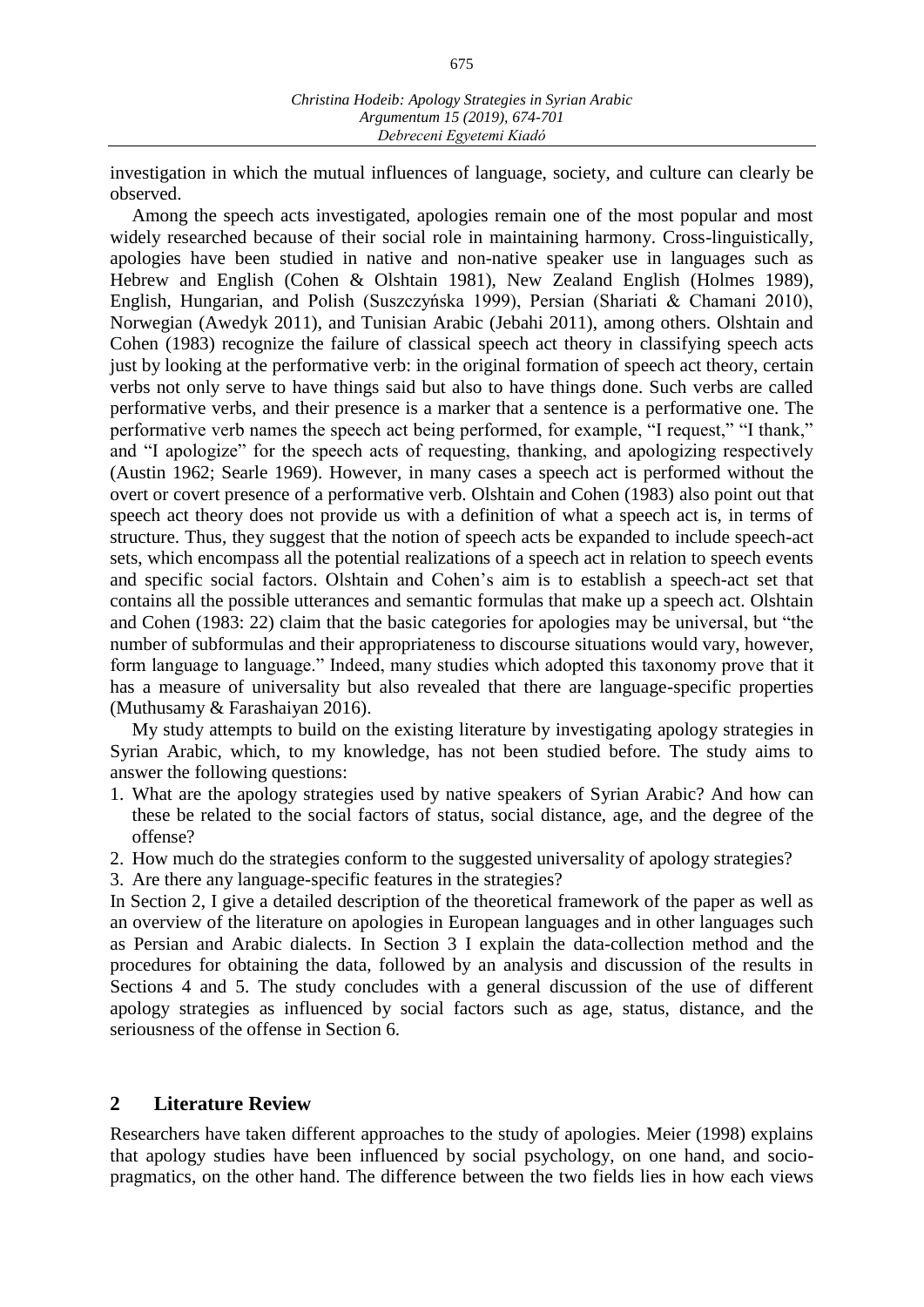investigation in which the mutual influences of language, society, and culture can clearly be observed.

Among the speech acts investigated, apologies remain one of the most popular and most widely researched because of their social role in maintaining harmony. Cross-linguistically, apologies have been studied in native and non-native speaker use in languages such as Hebrew and English (Cohen & Olshtain 1981), New Zealand English (Holmes 1989), English, Hungarian, and Polish (Suszczyńska 1999), Persian (Shariati & Chamani 2010), Norwegian (Awedyk 2011), and Tunisian Arabic (Jebahi 2011), among others. Olshtain and Cohen (1983) recognize the failure of classical speech act theory in classifying speech acts just by looking at the performative verb: in the original formation of speech act theory, certain verbs not only serve to have things said but also to have things done. Such verbs are called performative verbs, and their presence is a marker that a sentence is a performative one. The performative verb names the speech act being performed, for example, "I request," "I thank," and "I apologize" for the speech acts of requesting, thanking, and apologizing respectively (Austin 1962; Searle 1969). However, in many cases a speech act is performed without the overt or covert presence of a performative verb. Olshtain and Cohen (1983) also point out that speech act theory does not provide us with a definition of what a speech act is, in terms of structure. Thus, they suggest that the notion of speech acts be expanded to include speech-act sets, which encompass all the potential realizations of a speech act in relation to speech events and specific social factors. Olshtain and Cohen's aim is to establish a speech-act set that contains all the possible utterances and semantic formulas that make up a speech act. Olshtain and Cohen (1983: 22) claim that the basic categories for apologies may be universal, but "the number of subformulas and their appropriateness to discourse situations would vary, however, form language to language." Indeed, many studies which adopted this taxonomy prove that it has a measure of universality but also revealed that there are language-specific properties (Muthusamy & Farashaiyan 2016).

My study attempts to build on the existing literature by investigating apology strategies in Syrian Arabic, which, to my knowledge, has not been studied before. The study aims to answer the following questions:

1. What are the apology strategies used by native speakers of Syrian Arabic? And how can these be related to the social factors of status, social distance, age, and the degree of the offense?
2. How much do the strategies conform to the suggested universality of apology strategies?
3. Are there any language-specific features in the strategies?

In Section 2, I give a detailed description of the theoretical framework of the paper as well as an overview of the literature on apologies in European languages and in other languages such as Persian and Arabic dialects. In Section 3 I explain the data-collection method and the procedures for obtaining the data, followed by an analysis and discussion of the results in Sections 4 and 5. The study concludes with a general discussion of the use of different apology strategies as influenced by social factors such as age, status, distance, and the seriousness of the offense in Section 6.

## 2 Literature Review

Researchers have taken different approaches to the study of apologies. Meier (1998) explains that apology studies have been influenced by social psychology, on one hand, and socio-pragmatics, on the other hand. The difference between the two fields lies in how each views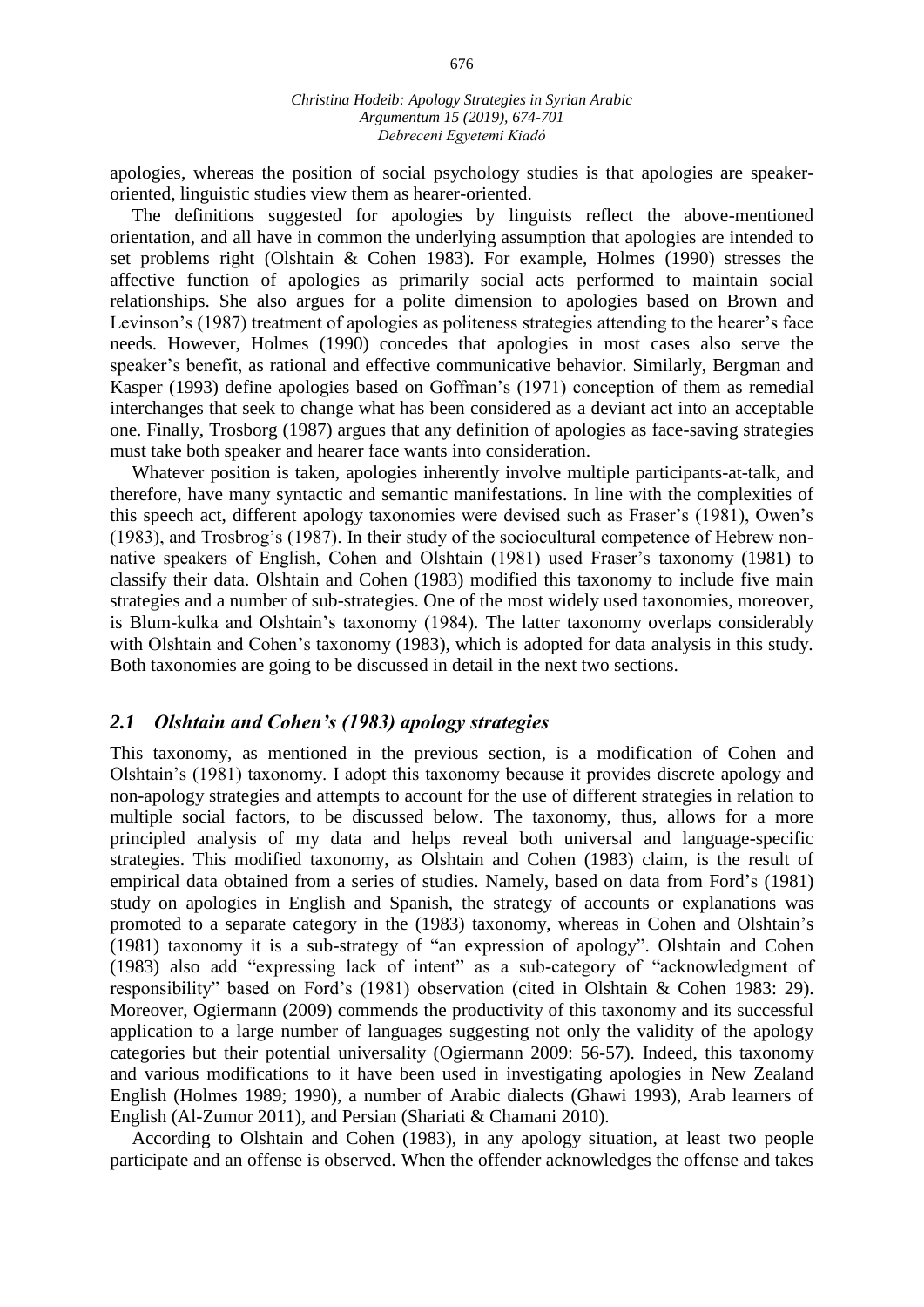apologies, whereas the position of social psychology studies is that apologies are speaker-oriented, linguistic studies view them as hearer-oriented.

The definitions suggested for apologies by linguists reflect the above-mentioned orientation, and all have in common the underlying assumption that apologies are intended to set problems right (Olshtain & Cohen 1983). For example, Holmes (1990) stresses the affective function of apologies as primarily social acts performed to maintain social relationships. She also argues for a polite dimension to apologies based on Brown and Levinson's (1987) treatment of apologies as politeness strategies attending to the hearer's face needs. However, Holmes (1990) concedes that apologies in most cases also serve the speaker's benefit, as rational and effective communicative behavior. Similarly, Bergman and Kasper (1993) define apologies based on Goffman's (1971) conception of them as remedial interchanges that seek to change what has been considered as a deviant act into an acceptable one. Finally, Trosborg (1987) argues that any definition of apologies as face-saving strategies must take both speaker and hearer face wants into consideration.

Whatever position is taken, apologies inherently involve multiple participants-at-talk, and therefore, have many syntactic and semantic manifestations. In line with the complexities of this speech act, different apology taxonomies were devised such as Fraser's (1981), Owen's (1983), and Trosbrog's (1987). In their study of the sociocultural competence of Hebrew non-native speakers of English, Cohen and Olshtain (1981) used Fraser's taxonomy (1981) to classify their data. Olshtain and Cohen (1983) modified this taxonomy to include five main strategies and a number of sub-strategies. One of the most widely used taxonomies, moreover, is Blum-kulka and Olshtain's taxonomy (1984). The latter taxonomy overlaps considerably with Olshtain and Cohen's taxonomy (1983), which is adopted for data analysis in this study. Both taxonomies are going to be discussed in detail in the next two sections.

## 2.1 Olshtain and Cohen's (1983) apology strategies

This taxonomy, as mentioned in the previous section, is a modification of Cohen and Olshtain's (1981) taxonomy. I adopt this taxonomy because it provides discrete apology and non-apology strategies and attempts to account for the use of different strategies in relation to multiple social factors, to be discussed below. The taxonomy, thus, allows for a more principled analysis of my data and helps reveal both universal and language-specific strategies. This modified taxonomy, as Olshtain and Cohen (1983) claim, is the result of empirical data obtained from a series of studies. Namely, based on data from Ford's (1981) study on apologies in English and Spanish, the strategy of accounts or explanations was promoted to a separate category in the (1983) taxonomy, whereas in Cohen and Olshtain's (1981) taxonomy it is a sub-strategy of "an expression of apology". Olshtain and Cohen (1983) also add "expressing lack of intent" as a sub-category of "acknowledgment of responsibility" based on Ford's (1981) observation (cited in Olshtain & Cohen 1983: 29). Moreover, Ogiermann (2009) commends the productivity of this taxonomy and its successful application to a large number of languages suggesting not only the validity of the apology categories but their potential universality (Ogiermann 2009: 56-57). Indeed, this taxonomy and various modifications to it have been used in investigating apologies in New Zealand English (Holmes 1989; 1990), a number of Arabic dialects (Ghawi 1993), Arab learners of English (Al-Zumor 2011), and Persian (Shariati & Chamani 2010).

According to Olshtain and Cohen (1983), in any apology situation, at least two people participate and an offense is observed. When the offender acknowledges the offense and takes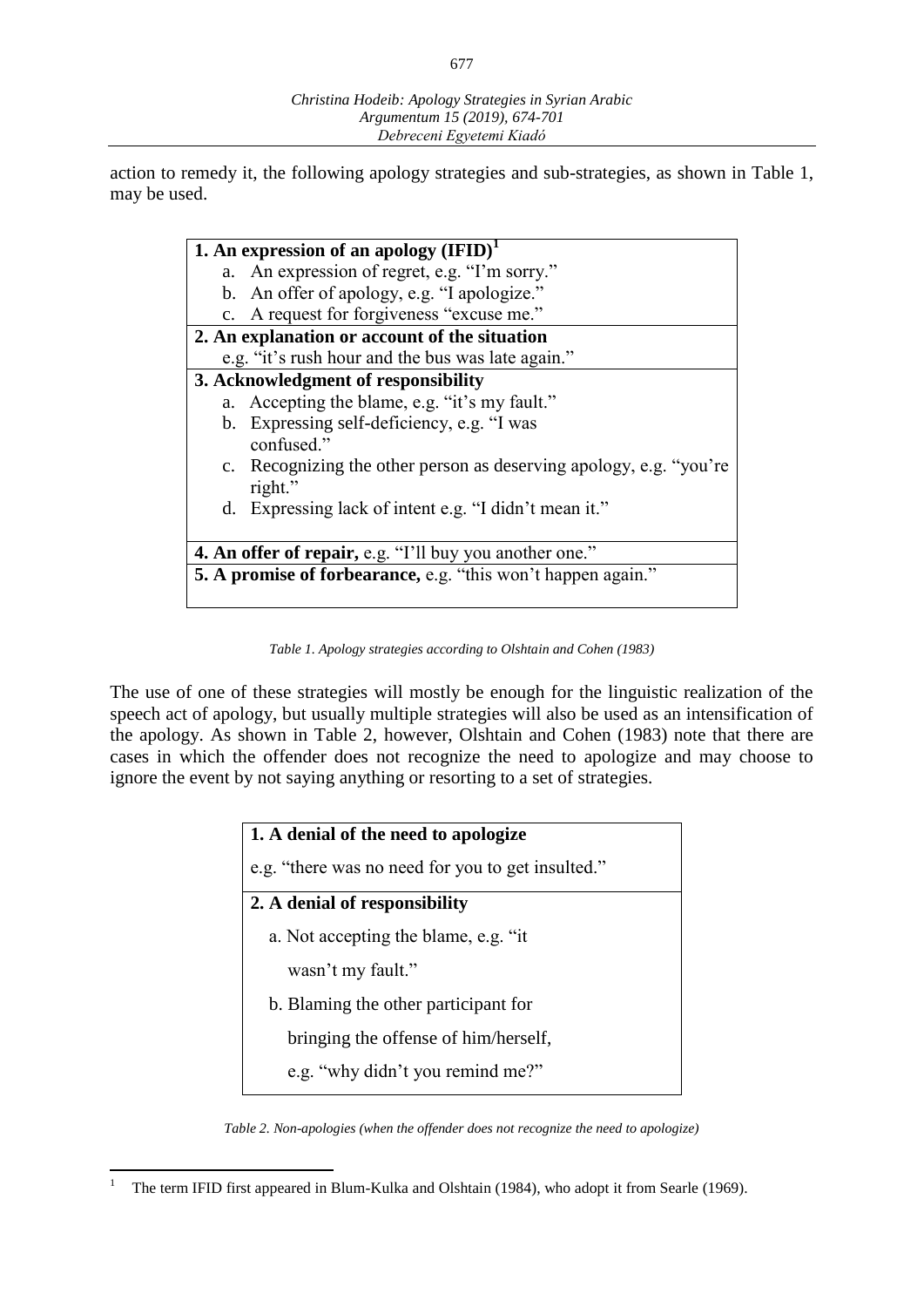action to remedy it, the following apology strategies and sub-strategies, as shown in Table 1, may be used.

| **1. An expression of an apology (IFID)**[1] |
|---|
| a. An expression of regret, e.g. "I'm sorry." |
| b. An offer of apology, e.g. "I apologize." |
| c. A request for forgiveness "excuse me." |
| **2. An explanation or account of the situation** |
| e.g. "it's rush hour and the bus was late again." |
| **3. Acknowledgment of responsibility** |
| a. Accepting the blame, e.g. "it's my fault." |
| b. Expressing self-deficiency, e.g. "I was confused." |
| c. Recognizing the other person as deserving apology, e.g. "you're right." |
| d. Expressing lack of intent e.g. "I didn't mean it." |
| **4. An offer of repair,** e.g. "I'll buy you another one." |
| **5. A promise of forbearance,** e.g. "this won't happen again." |

*Table 1. Apology strategies according to Olshtain and Cohen (1983)*

The use of one of these strategies will mostly be enough for the linguistic realization of the speech act of apology, but usually multiple strategies will also be used as an intensification of the apology. As shown in Table 2, however, Olshtain and Cohen (1983) note that there are cases in which the offender does not recognize the need to apologize and may choose to ignore the event by not saying anything or resorting to a set of strategies.

| **1. A denial of the need to apologize** |
|---|
| e.g. "there was no need for you to get insulted." |
| **2. A denial of responsibility** |
| a. Not accepting the blame, e.g. "it wasn't my fault." |
| b. Blaming the other participant for bringing the offense of him/herself, e.g. "why didn't you remind me?" |

*Table 2. Non-apologies (when the offender does not recognize the need to apologize)*

[1] The term IFID first appeared in Blum-Kulka and Olshtain (1984), who adopt it from Searle (1969).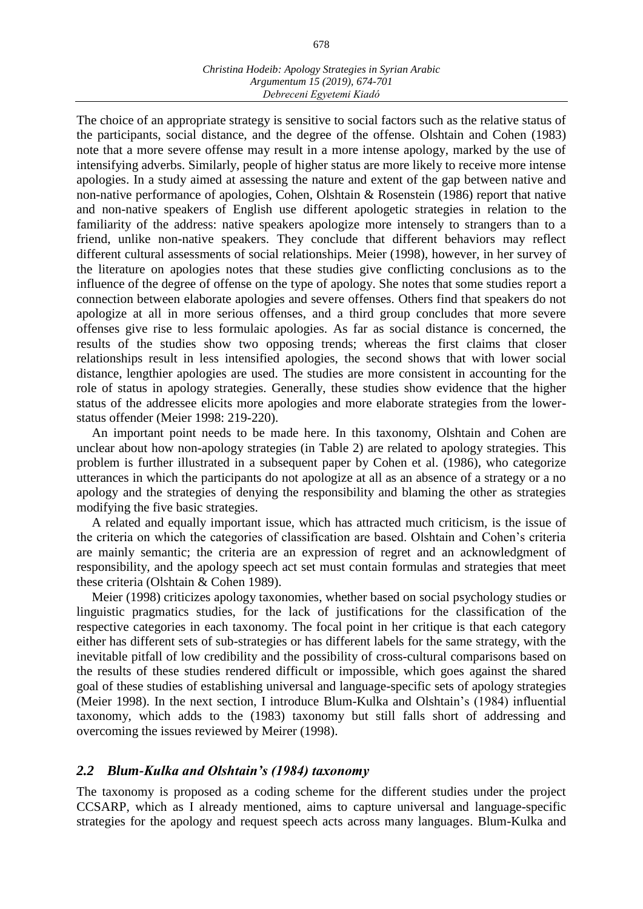The choice of an appropriate strategy is sensitive to social factors such as the relative status of the participants, social distance, and the degree of the offense. Olshtain and Cohen (1983) note that a more severe offense may result in a more intense apology, marked by the use of intensifying adverbs. Similarly, people of higher status are more likely to receive more intense apologies. In a study aimed at assessing the nature and extent of the gap between native and non-native performance of apologies, Cohen, Olshtain & Rosenstein (1986) report that native and non-native speakers of English use different apologetic strategies in relation to the familiarity of the address: native speakers apologize more intensely to strangers than to a friend, unlike non-native speakers. They conclude that different behaviors may reflect different cultural assessments of social relationships. Meier (1998), however, in her survey of the literature on apologies notes that these studies give conflicting conclusions as to the influence of the degree of offense on the type of apology. She notes that some studies report a connection between elaborate apologies and severe offenses. Others find that speakers do not apologize at all in more serious offenses, and a third group concludes that more severe offenses give rise to less formulaic apologies. As far as social distance is concerned, the results of the studies show two opposing trends; whereas the first claims that closer relationships result in less intensified apologies, the second shows that with lower social distance, lengthier apologies are used. The studies are more consistent in accounting for the role of status in apology strategies. Generally, these studies show evidence that the higher status of the addressee elicits more apologies and more elaborate strategies from the lower-status offender (Meier 1998: 219-220).

An important point needs to be made here. In this taxonomy, Olshtain and Cohen are unclear about how non-apology strategies (in Table 2) are related to apology strategies. This problem is further illustrated in a subsequent paper by Cohen et al. (1986), who categorize utterances in which the participants do not apologize at all as an absence of a strategy or a no apology and the strategies of denying the responsibility and blaming the other as strategies modifying the five basic strategies.

A related and equally important issue, which has attracted much criticism, is the issue of the criteria on which the categories of classification are based. Olshtain and Cohen's criteria are mainly semantic; the criteria are an expression of regret and an acknowledgment of responsibility, and the apology speech act set must contain formulas and strategies that meet these criteria (Olshtain & Cohen 1989).

Meier (1998) criticizes apology taxonomies, whether based on social psychology studies or linguistic pragmatics studies, for the lack of justifications for the classification of the respective categories in each taxonomy. The focal point in her critique is that each category either has different sets of sub-strategies or has different labels for the same strategy, with the inevitable pitfall of low credibility and the possibility of cross-cultural comparisons based on the results of these studies rendered difficult or impossible, which goes against the shared goal of these studies of establishing universal and language-specific sets of apology strategies (Meier 1998). In the next section, I introduce Blum-Kulka and Olshtain's (1984) influential taxonomy, which adds to the (1983) taxonomy but still falls short of addressing and overcoming the issues reviewed by Meirer (1998).

## *2.2 Blum-Kulka and Olshtain's (1984) taxonomy*

The taxonomy is proposed as a coding scheme for the different studies under the project CCSARP, which as I already mentioned, aims to capture universal and language-specific strategies for the apology and request speech acts across many languages. Blum-Kulka and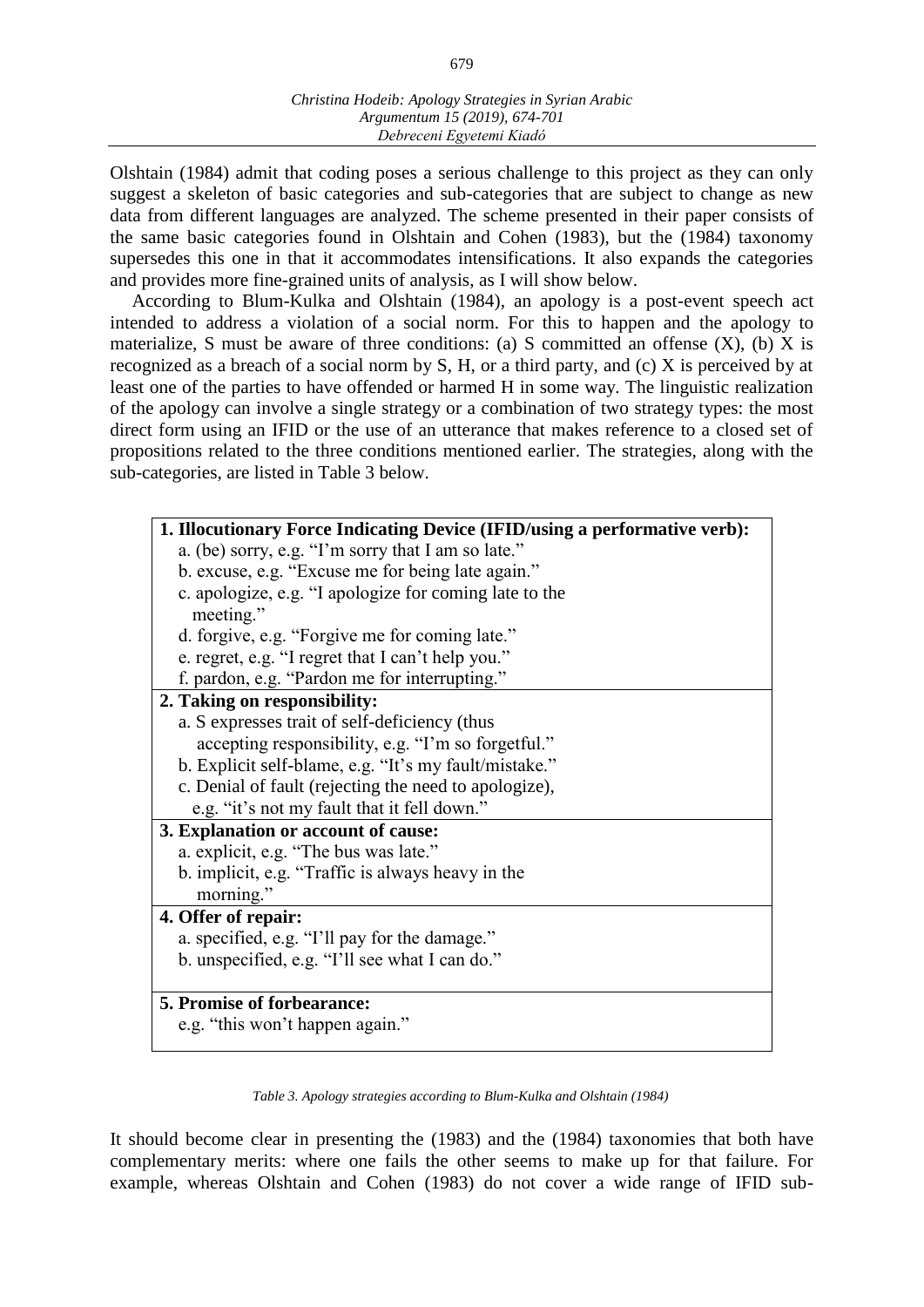Olshtain (1984) admit that coding poses a serious challenge to this project as they can only suggest a skeleton of basic categories and sub-categories that are subject to change as new data from different languages are analyzed. The scheme presented in their paper consists of the same basic categories found in Olshtain and Cohen (1983), but the (1984) taxonomy supersedes this one in that it accommodates intensifications. It also expands the categories and provides more fine-grained units of analysis, as I will show below.

According to Blum-Kulka and Olshtain (1984), an apology is a post-event speech act intended to address a violation of a social norm. For this to happen and the apology to materialize, S must be aware of three conditions: (a) S committed an offense (X), (b) X is recognized as a breach of a social norm by S, H, or a third party, and (c) X is perceived by at least one of the parties to have offended or harmed H in some way. The linguistic realization of the apology can involve a single strategy or a combination of two strategy types: the most direct form using an IFID or the use of an utterance that makes reference to a closed set of propositions related to the three conditions mentioned earlier. The strategies, along with the sub-categories, are listed in Table 3 below.

| **1. Illocutionary Force Indicating Device (IFID/using a performative verb):** |
|---|
| a. (be) sorry, e.g. "I'm sorry that I am so late."<br>b. excuse, e.g. "Excuse me for being late again."<br>c. apologize, e.g. "I apologize for coming late to the meeting."<br>d. forgive, e.g. "Forgive me for coming late."<br>e. regret, e.g. "I regret that I can't help you."<br>f. pardon, e.g. "Pardon me for interrupting." |
| **2. Taking on responsibility:** |
| a. S expresses trait of self-deficiency (thus accepting responsibility, e.g. "I'm so forgetful."<br>b. Explicit self-blame, e.g. "It's my fault/mistake."<br>c. Denial of fault (rejecting the need to apologize), e.g. "it's not my fault that it fell down." |
| **3. Explanation or account of cause:** |
| a. explicit, e.g. "The bus was late."<br>b. implicit, e.g. "Traffic is always heavy in the morning." |
| **4. Offer of repair:** |
| a. specified, e.g. "I'll pay for the damage."<br>b. unspecified, e.g. "I'll see what I can do." |
| **5. Promise of forbearance:** |
| e.g. "this won't happen again." |

*Table 3. Apology strategies according to Blum-Kulka and Olshtain (1984)*

It should become clear in presenting the (1983) and the (1984) taxonomies that both have complementary merits: where one fails the other seems to make up for that failure. For example, whereas Olshtain and Cohen (1983) do not cover a wide range of IFID sub-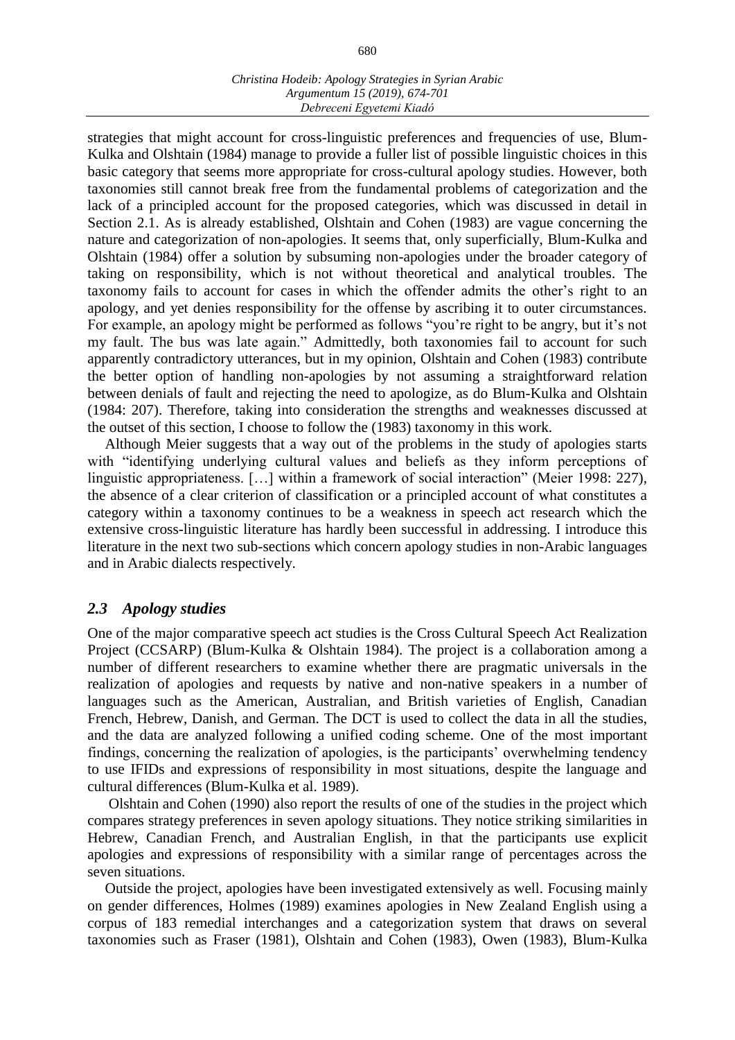strategies that might account for cross-linguistic preferences and frequencies of use, Blum-Kulka and Olshtain (1984) manage to provide a fuller list of possible linguistic choices in this basic category that seems more appropriate for cross-cultural apology studies. However, both taxonomies still cannot break free from the fundamental problems of categorization and the lack of a principled account for the proposed categories, which was discussed in detail in Section 2.1. As is already established, Olshtain and Cohen (1983) are vague concerning the nature and categorization of non-apologies. It seems that, only superficially, Blum-Kulka and Olshtain (1984) offer a solution by subsuming non-apologies under the broader category of taking on responsibility, which is not without theoretical and analytical troubles. The taxonomy fails to account for cases in which the offender admits the other's right to an apology, and yet denies responsibility for the offense by ascribing it to outer circumstances. For example, an apology might be performed as follows "you're right to be angry, but it's not my fault. The bus was late again." Admittedly, both taxonomies fail to account for such apparently contradictory utterances, but in my opinion, Olshtain and Cohen (1983) contribute the better option of handling non-apologies by not assuming a straightforward relation between denials of fault and rejecting the need to apologize, as do Blum-Kulka and Olshtain (1984: 207). Therefore, taking into consideration the strengths and weaknesses discussed at the outset of this section, I choose to follow the (1983) taxonomy in this work.

Although Meier suggests that a way out of the problems in the study of apologies starts with "identifying underlying cultural values and beliefs as they inform perceptions of linguistic appropriateness. […] within a framework of social interaction" (Meier 1998: 227), the absence of a clear criterion of classification or a principled account of what constitutes a category within a taxonomy continues to be a weakness in speech act research which the extensive cross-linguistic literature has hardly been successful in addressing. I introduce this literature in the next two sub-sections which concern apology studies in non-Arabic languages and in Arabic dialects respectively.

## *2.3 Apology studies*

One of the major comparative speech act studies is the Cross Cultural Speech Act Realization Project (CCSARP) (Blum-Kulka & Olshtain 1984). The project is a collaboration among a number of different researchers to examine whether there are pragmatic universals in the realization of apologies and requests by native and non-native speakers in a number of languages such as the American, Australian, and British varieties of English, Canadian French, Hebrew, Danish, and German. The DCT is used to collect the data in all the studies, and the data are analyzed following a unified coding scheme. One of the most important findings, concerning the realization of apologies, is the participants' overwhelming tendency to use IFIDs and expressions of responsibility in most situations, despite the language and cultural differences (Blum-Kulka et al. 1989).

Olshtain and Cohen (1990) also report the results of one of the studies in the project which compares strategy preferences in seven apology situations. They notice striking similarities in Hebrew, Canadian French, and Australian English, in that the participants use explicit apologies and expressions of responsibility with a similar range of percentages across the seven situations.

Outside the project, apologies have been investigated extensively as well. Focusing mainly on gender differences, Holmes (1989) examines apologies in New Zealand English using a corpus of 183 remedial interchanges and a categorization system that draws on several taxonomies such as Fraser (1981), Olshtain and Cohen (1983), Owen (1983), Blum-Kulka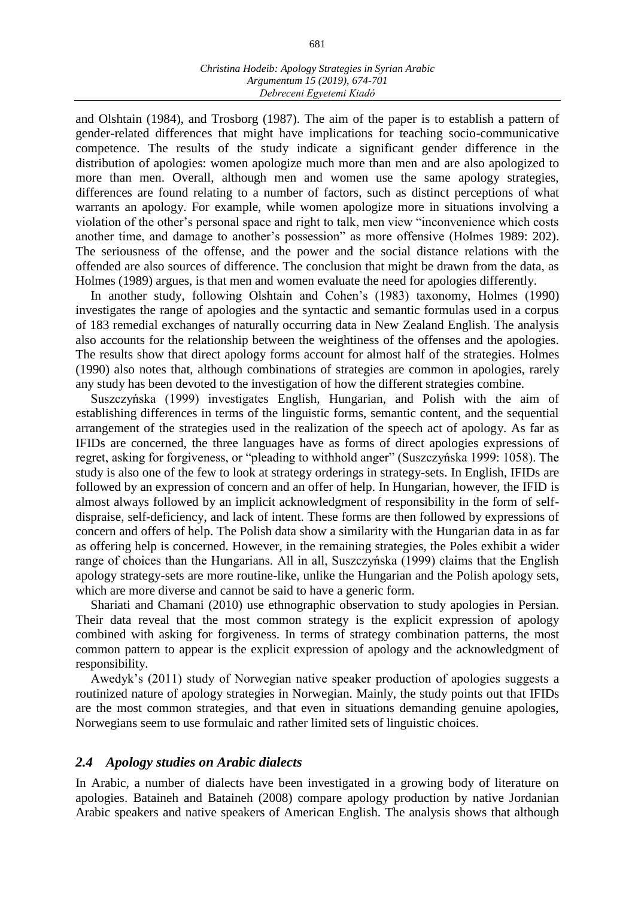and Olshtain (1984), and Trosborg (1987). The aim of the paper is to establish a pattern of gender-related differences that might have implications for teaching socio-communicative competence. The results of the study indicate a significant gender difference in the distribution of apologies: women apologize much more than men and are also apologized to more than men. Overall, although men and women use the same apology strategies, differences are found relating to a number of factors, such as distinct perceptions of what warrants an apology. For example, while women apologize more in situations involving a violation of the other's personal space and right to talk, men view "inconvenience which costs another time, and damage to another's possession" as more offensive (Holmes 1989: 202). The seriousness of the offense, and the power and the social distance relations with the offended are also sources of difference. The conclusion that might be drawn from the data, as Holmes (1989) argues, is that men and women evaluate the need for apologies differently.

In another study, following Olshtain and Cohen's (1983) taxonomy, Holmes (1990) investigates the range of apologies and the syntactic and semantic formulas used in a corpus of 183 remedial exchanges of naturally occurring data in New Zealand English. The analysis also accounts for the relationship between the weightiness of the offenses and the apologies. The results show that direct apology forms account for almost half of the strategies. Holmes (1990) also notes that, although combinations of strategies are common in apologies, rarely any study has been devoted to the investigation of how the different strategies combine.

Suszczyńska (1999) investigates English, Hungarian, and Polish with the aim of establishing differences in terms of the linguistic forms, semantic content, and the sequential arrangement of the strategies used in the realization of the speech act of apology. As far as IFIDs are concerned, the three languages have as forms of direct apologies expressions of regret, asking for forgiveness, or "pleading to withhold anger" (Suszczyńska 1999: 1058). The study is also one of the few to look at strategy orderings in strategy-sets. In English, IFIDs are followed by an expression of concern and an offer of help. In Hungarian, however, the IFID is almost always followed by an implicit acknowledgment of responsibility in the form of self-dispraise, self-deficiency, and lack of intent. These forms are then followed by expressions of concern and offers of help. The Polish data show a similarity with the Hungarian data in as far as offering help is concerned. However, in the remaining strategies, the Poles exhibit a wider range of choices than the Hungarians. All in all, Suszczyńska (1999) claims that the English apology strategy-sets are more routine-like, unlike the Hungarian and the Polish apology sets, which are more diverse and cannot be said to have a generic form.

Shariati and Chamani (2010) use ethnographic observation to study apologies in Persian. Their data reveal that the most common strategy is the explicit expression of apology combined with asking for forgiveness. In terms of strategy combination patterns, the most common pattern to appear is the explicit expression of apology and the acknowledgment of responsibility.

Awedyk's (2011) study of Norwegian native speaker production of apologies suggests a routinized nature of apology strategies in Norwegian. Mainly, the study points out that IFIDs are the most common strategies, and that even in situations demanding genuine apologies, Norwegians seem to use formulaic and rather limited sets of linguistic choices.

### *2.4 Apology studies on Arabic dialects*

In Arabic, a number of dialects have been investigated in a growing body of literature on apologies. Bataineh and Bataineh (2008) compare apology production by native Jordanian Arabic speakers and native speakers of American English. The analysis shows that although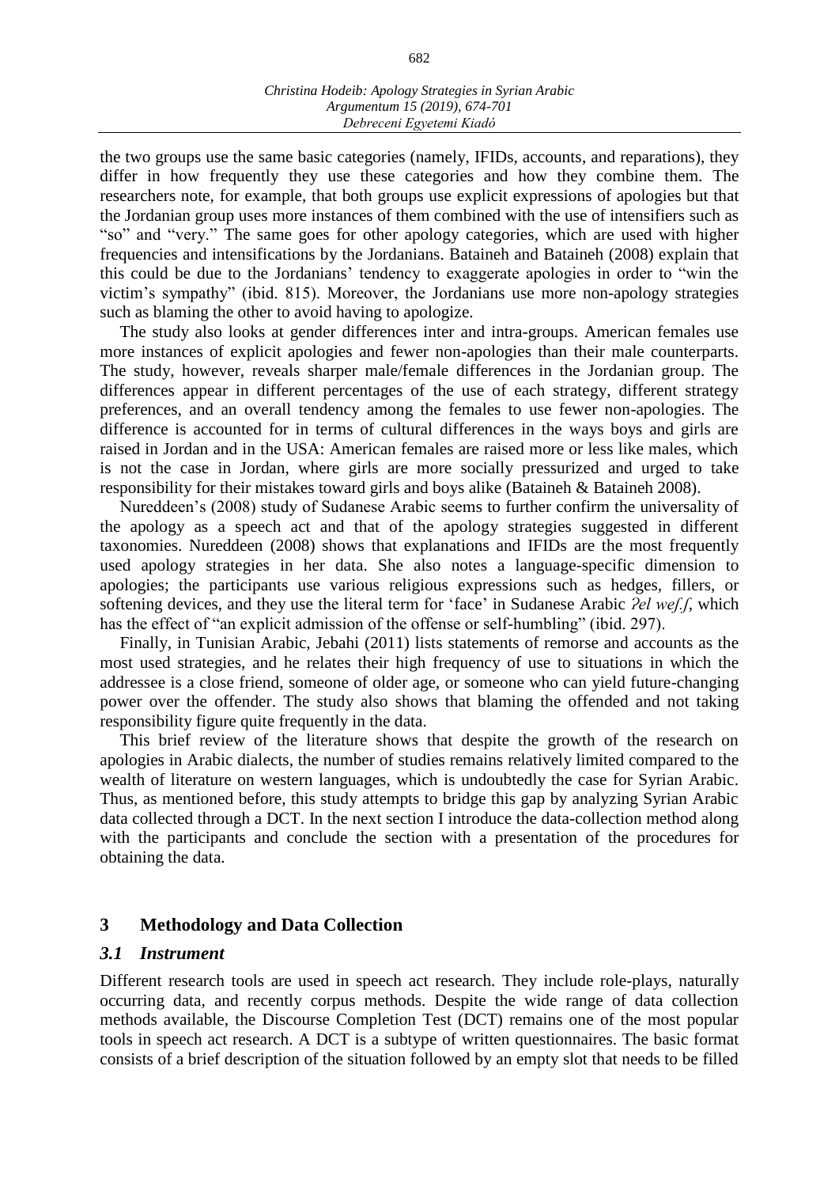the two groups use the same basic categories (namely, IFIDs, accounts, and reparations), they differ in how frequently they use these categories and how they combine them. The researchers note, for example, that both groups use explicit expressions of apologies but that the Jordanian group uses more instances of them combined with the use of intensifiers such as "so" and "very." The same goes for other apology categories, which are used with higher frequencies and intensifications by the Jordanians. Bataineh and Bataineh (2008) explain that this could be due to the Jordanians' tendency to exaggerate apologies in order to "win the victim's sympathy" (ibid. 815). Moreover, the Jordanians use more non-apology strategies such as blaming the other to avoid having to apologize.

The study also looks at gender differences inter and intra-groups. American females use more instances of explicit apologies and fewer non-apologies than their male counterparts. The study, however, reveals sharper male/female differences in the Jordanian group. The differences appear in different percentages of the use of each strategy, different strategy preferences, and an overall tendency among the females to use fewer non-apologies. The difference is accounted for in terms of cultural differences in the ways boys and girls are raised in Jordan and in the USA: American females are raised more or less like males, which is not the case in Jordan, where girls are more socially pressurized and urged to take responsibility for their mistakes toward girls and boys alike (Bataineh & Bataineh 2008).

Nureddeen's (2008) study of Sudanese Arabic seems to further confirm the universality of the apology as a speech act and that of the apology strategies suggested in different taxonomies. Nureddeen (2008) shows that explanations and IFIDs are the most frequently used apology strategies in her data. She also notes a language-specific dimension to apologies; the participants use various religious expressions such as hedges, fillers, or softening devices, and they use the literal term for 'face' in Sudanese Arabic *ʔel wefʃ*, which has the effect of "an explicit admission of the offense or self-humbling" (ibid. 297).

Finally, in Tunisian Arabic, Jebahi (2011) lists statements of remorse and accounts as the most used strategies, and he relates their high frequency of use to situations in which the addressee is a close friend, someone of older age, or someone who can yield future-changing power over the offender. The study also shows that blaming the offended and not taking responsibility figure quite frequently in the data.

This brief review of the literature shows that despite the growth of the research on apologies in Arabic dialects, the number of studies remains relatively limited compared to the wealth of literature on western languages, which is undoubtedly the case for Syrian Arabic. Thus, as mentioned before, this study attempts to bridge this gap by analyzing Syrian Arabic data collected through a DCT. In the next section I introduce the data-collection method along with the participants and conclude the section with a presentation of the procedures for obtaining the data.

## 3 Methodology and Data Collection

### *3.1 Instrument*

Different research tools are used in speech act research. They include role-plays, naturally occurring data, and recently corpus methods. Despite the wide range of data collection methods available, the Discourse Completion Test (DCT) remains one of the most popular tools in speech act research. A DCT is a subtype of written questionnaires. The basic format consists of a brief description of the situation followed by an empty slot that needs to be filled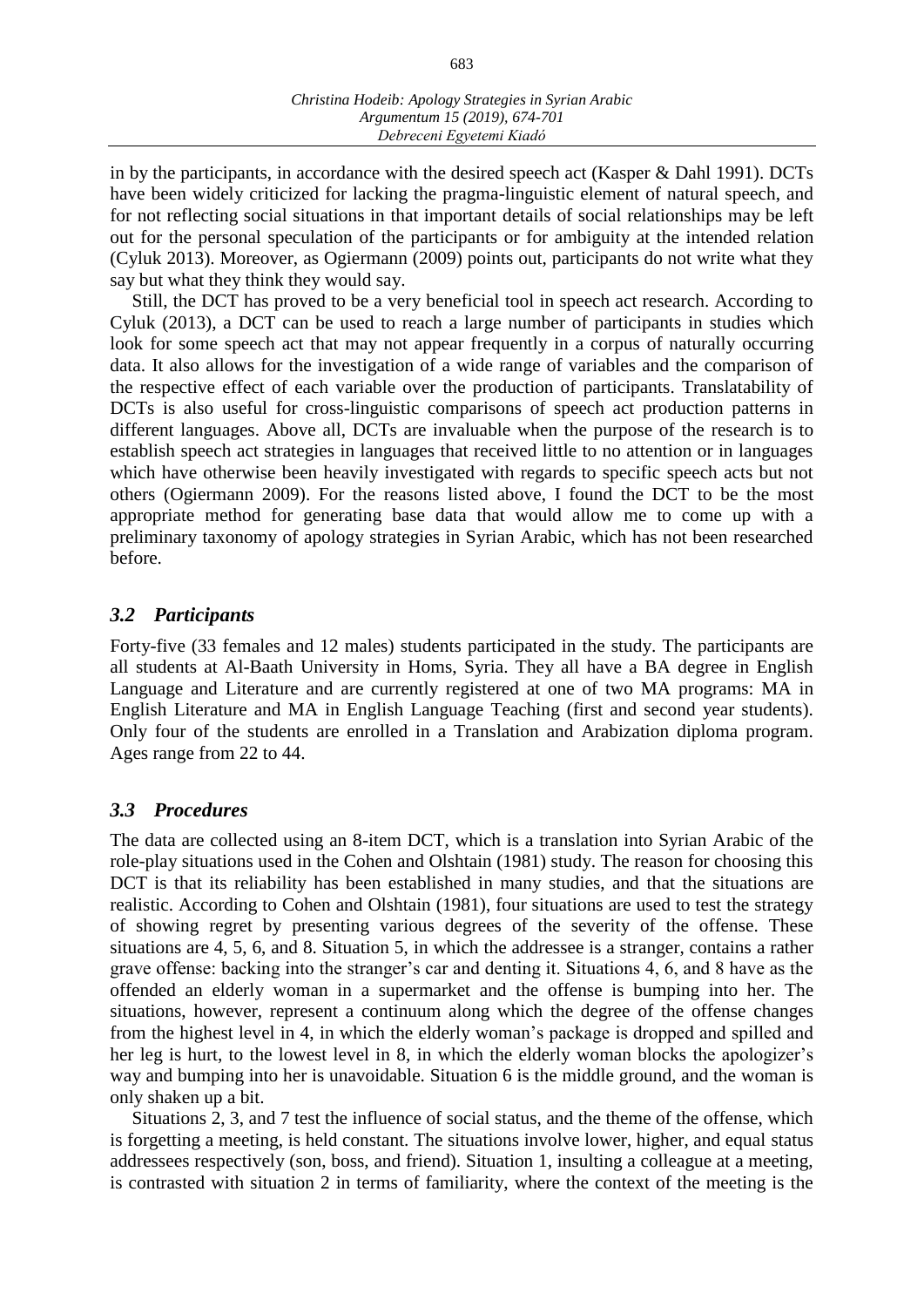in by the participants, in accordance with the desired speech act (Kasper & Dahl 1991). DCTs have been widely criticized for lacking the pragma-linguistic element of natural speech, and for not reflecting social situations in that important details of social relationships may be left out for the personal speculation of the participants or for ambiguity at the intended relation (Cyluk 2013). Moreover, as Ogiermann (2009) points out, participants do not write what they say but what they think they would say.

Still, the DCT has proved to be a very beneficial tool in speech act research. According to Cyluk (2013), a DCT can be used to reach a large number of participants in studies which look for some speech act that may not appear frequently in a corpus of naturally occurring data. It also allows for the investigation of a wide range of variables and the comparison of the respective effect of each variable over the production of participants. Translatability of DCTs is also useful for cross-linguistic comparisons of speech act production patterns in different languages. Above all, DCTs are invaluable when the purpose of the research is to establish speech act strategies in languages that received little to no attention or in languages which have otherwise been heavily investigated with regards to specific speech acts but not others (Ogiermann 2009). For the reasons listed above, I found the DCT to be the most appropriate method for generating base data that would allow me to come up with a preliminary taxonomy of apology strategies in Syrian Arabic, which has not been researched before.

### *3.2 Participants*

Forty-five (33 females and 12 males) students participated in the study. The participants are all students at Al-Baath University in Homs, Syria. They all have a BA degree in English Language and Literature and are currently registered at one of two MA programs: MA in English Literature and MA in English Language Teaching (first and second year students). Only four of the students are enrolled in a Translation and Arabization diploma program. Ages range from 22 to 44.

### *3.3 Procedures*

The data are collected using an 8-item DCT, which is a translation into Syrian Arabic of the role-play situations used in the Cohen and Olshtain (1981) study. The reason for choosing this DCT is that its reliability has been established in many studies, and that the situations are realistic. According to Cohen and Olshtain (1981), four situations are used to test the strategy of showing regret by presenting various degrees of the severity of the offense. These situations are 4, 5, 6, and 8. Situation 5, in which the addressee is a stranger, contains a rather grave offense: backing into the stranger's car and denting it. Situations 4, 6, and 8 have as the offended an elderly woman in a supermarket and the offense is bumping into her. The situations, however, represent a continuum along which the degree of the offense changes from the highest level in 4, in which the elderly woman's package is dropped and spilled and her leg is hurt, to the lowest level in 8, in which the elderly woman blocks the apologizer's way and bumping into her is unavoidable. Situation 6 is the middle ground, and the woman is only shaken up a bit.

Situations 2, 3, and 7 test the influence of social status, and the theme of the offense, which is forgetting a meeting, is held constant. The situations involve lower, higher, and equal status addressees respectively (son, boss, and friend). Situation 1, insulting a colleague at a meeting, is contrasted with situation 2 in terms of familiarity, where the context of the meeting is the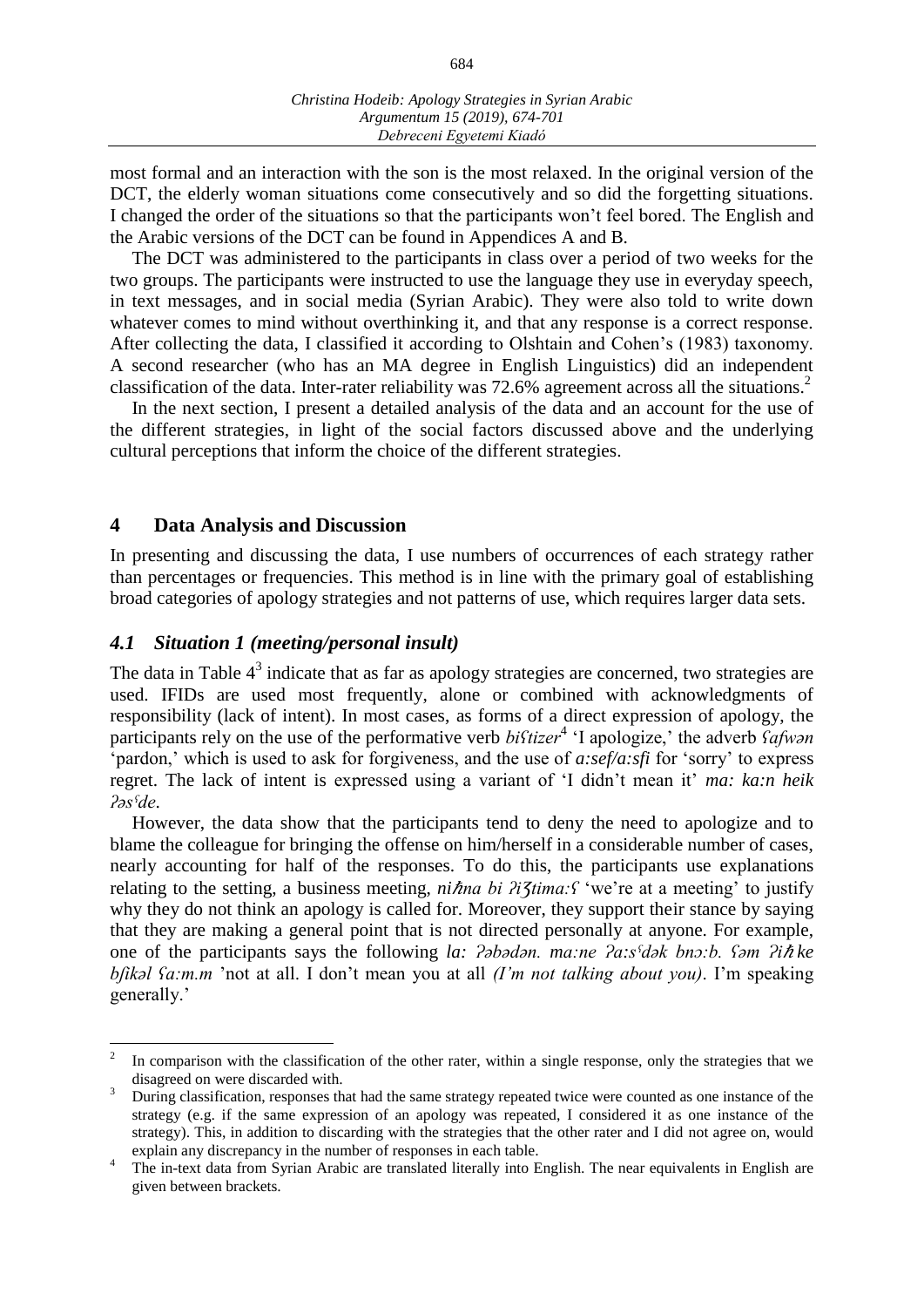most formal and an interaction with the son is the most relaxed. In the original version of the DCT, the elderly woman situations come consecutively and so did the forgetting situations. I changed the order of the situations so that the participants won't feel bored. The English and the Arabic versions of the DCT can be found in Appendices A and B.

The DCT was administered to the participants in class over a period of two weeks for the two groups. The participants were instructed to use the language they use in everyday speech, in text messages, and in social media (Syrian Arabic). They were also told to write down whatever comes to mind without overthinking it, and that any response is a correct response. After collecting the data, I classified it according to Olshtain and Cohen's (1983) taxonomy. A second researcher (who has an MA degree in English Linguistics) did an independent classification of the data. Inter-rater reliability was 72.6% agreement across all the situations.[2]

In the next section, I present a detailed analysis of the data and an account for the use of the different strategies, in light of the social factors discussed above and the underlying cultural perceptions that inform the choice of the different strategies.

## 4 Data Analysis and Discussion

In presenting and discussing the data, I use numbers of occurrences of each strategy rather than percentages or frequencies. This method is in line with the primary goal of establishing broad categories of apology strategies and not patterns of use, which requires larger data sets.

### *4.1 Situation 1 (meeting/personal insult)*

The data in Table 4[3] indicate that as far as apology strategies are concerned, two strategies are used. IFIDs are used most frequently, alone or combined with acknowledgments of responsibility (lack of intent). In most cases, as forms of a direct expression of apology, the participants rely on the use of the performative verb *biʕtizer*[4] 'I apologize,' the adverb *ʕafwən* 'pardon,' which is used to ask for forgiveness, and the use of *a:sef/a:sfi* for 'sorry' to express regret. The lack of intent is expressed using a variant of 'I didn't mean it' *ma: ka:n heik ʔəsˤde*.

However, the data show that the participants tend to deny the need to apologize and to blame the colleague for bringing the offense on him/herself in a considerable number of cases, nearly accounting for half of the responses. To do this, the participants use explanations relating to the setting, a business meeting, *niħna bi ʔiʒtima:ʕ* 'we're at a meeting' to justify why they do not think an apology is called for. Moreover, they support their stance by saying that they are making a general point that is not directed personally at anyone. For example, one of the participants says the following *la: ʔəbədən. ma:ne ʔa:sˤdək bnɔ:b. ʕəm ʔiħke bfikəl ʕa:m.m* 'not at all. I don't mean you at all *(I'm not talking about you)*. I'm speaking generally.'

---

[2] In comparison with the classification of the other rater, within a single response, only the strategies that we disagreed on were discarded with.

[3] During classification, responses that had the same strategy repeated twice were counted as one instance of the strategy (e.g. if the same expression of an apology was repeated, I considered it as one instance of the strategy). This, in addition to discarding with the strategies that the other rater and I did not agree on, would explain any discrepancy in the number of responses in each table.

[4] The in-text data from Syrian Arabic are translated literally into English. The near equivalents in English are given between brackets.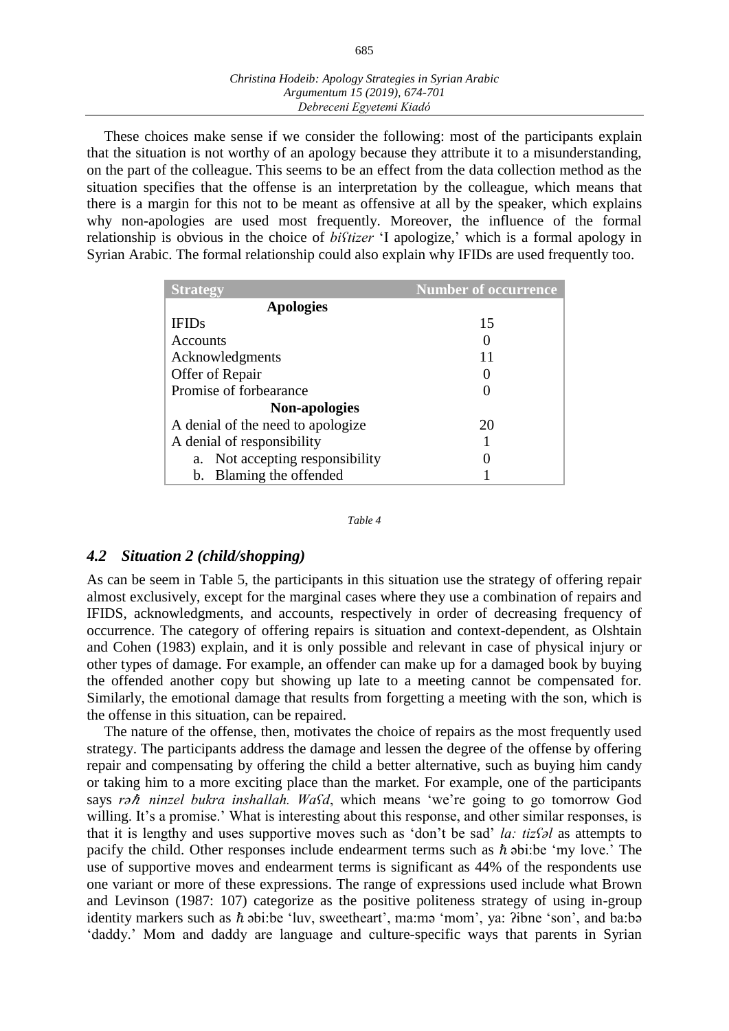These choices make sense if we consider the following: most of the participants explain that the situation is not worthy of an apology because they attribute it to a misunderstanding, on the part of the colleague. This seems to be an effect from the data collection method as the situation specifies that the offense is an interpretation by the colleague, which means that there is a margin for this not to be meant as offensive at all by the speaker, which explains why non-apologies are used most frequently. Moreover, the influence of the formal relationship is obvious in the choice of *biʕtizer* 'I apologize,' which is a formal apology in Syrian Arabic. The formal relationship could also explain why IFIDs are used frequently too.

| Strategy | Number of occurrence |
|---|---|
| **Apologies** | |
| IFIDs | 15 |
| Accounts | 0 |
| Acknowledgments | 11 |
| Offer of Repair | 0 |
| Promise of forbearance | 0 |
| **Non-apologies** | |
| A denial of the need to apologize | 20 |
| A denial of responsibility | 1 |
| a. Not accepting responsibility | 0 |
| b. Blaming the offended | 1 |

*Table 4*

### *4.2 Situation 2 (child/shopping)*

As can be seem in Table 5, the participants in this situation use the strategy of offering repair almost exclusively, except for the marginal cases where they use a combination of repairs and IFIDS, acknowledgments, and accounts, respectively in order of decreasing frequency of occurrence. The category of offering repairs is situation and context-dependent, as Olshtain and Cohen (1983) explain, and it is only possible and relevant in case of physical injury or other types of damage. For example, an offender can make up for a damaged book by buying the offended another copy but showing up late to a meeting cannot be compensated for. Similarly, the emotional damage that results from forgetting a meeting with the son, which is the offense in this situation, can be repaired.

The nature of the offense, then, motivates the choice of repairs as the most frequently used strategy. The participants address the damage and lessen the degree of the offense by offering repair and compensating by offering the child a better alternative, such as buying him candy or taking him to a more exciting place than the market. For example, one of the participants says *rəħ ninzel bukra inshallah. Waʕd*, which means 'we're going to go tomorrow God willing. It's a promise.' What is interesting about this response, and other similar responses, is that it is lengthy and uses supportive moves such as 'don't be sad' *la: tizʕəl* as attempts to pacify the child. Other responses include endearment terms such as ħ əbi:be 'my love.' The use of supportive moves and endearment terms is significant as 44% of the respondents use one variant or more of these expressions. The range of expressions used include what Brown and Levinson (1987: 107) categorize as the positive politeness strategy of using in-group identity markers such as ħ əbi:be 'luv, sweetheart', ma:mə 'mom', ya: ʔibne 'son', and ba:bə 'daddy.' Mom and daddy are language and culture-specific ways that parents in Syrian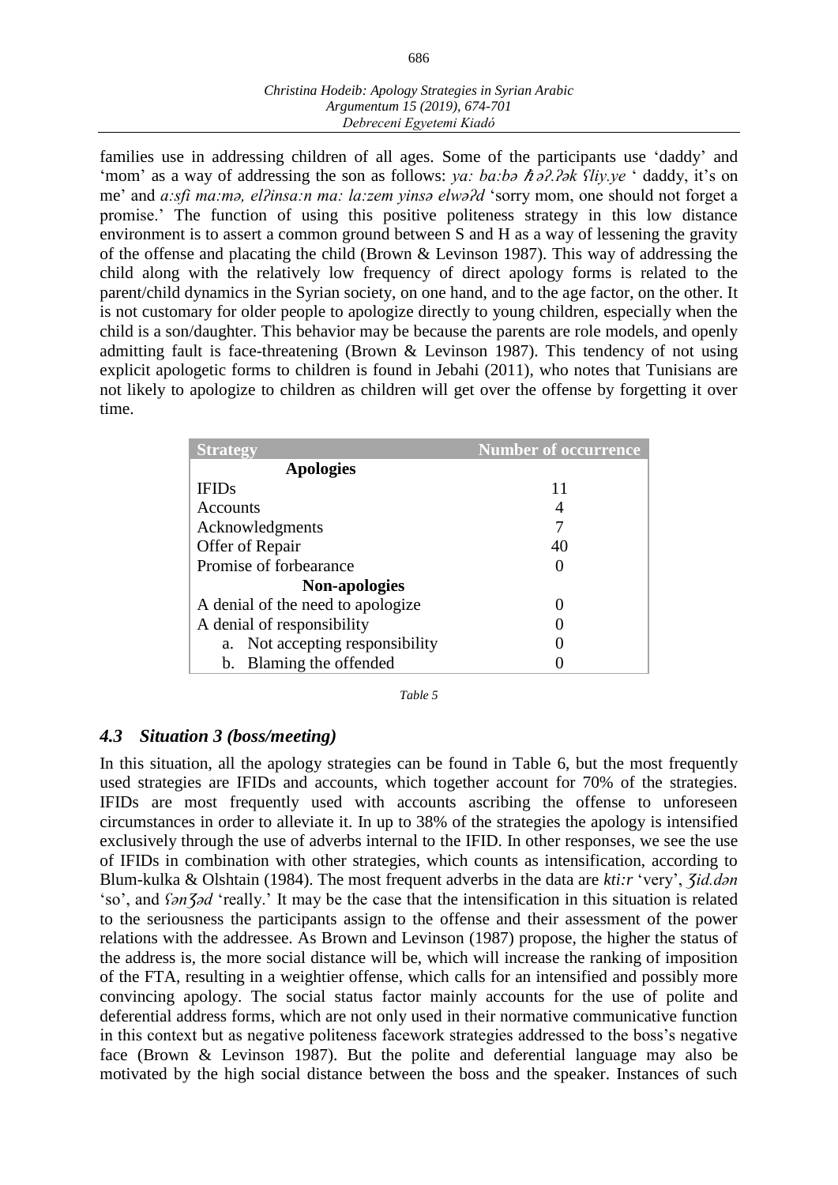families use in addressing children of all ages. Some of the participants use 'daddy' and 'mom' as a way of addressing the son as follows: *ya: ba:bə ħəʔ.ʔək ʕliy.ye* ' daddy, it's on me' and *a:sfi ma:mə, elʔinsa:n ma: la:zem yinsə elwəʔd* 'sorry mom, one should not forget a promise.' The function of using this positive politeness strategy in this low distance environment is to assert a common ground between S and H as a way of lessening the gravity of the offense and placating the child (Brown & Levinson 1987). This way of addressing the child along with the relatively low frequency of direct apology forms is related to the parent/child dynamics in the Syrian society, on one hand, and to the age factor, on the other. It is not customary for older people to apologize directly to young children, especially when the child is a son/daughter. This behavior may be because the parents are role models, and openly admitting fault is face-threatening (Brown & Levinson 1987). This tendency of not using explicit apologetic forms to children is found in Jebahi (2011), who notes that Tunisians are not likely to apologize to children as children will get over the offense by forgetting it over time.

| Strategy | Number of occurrence |
|---|---|
| **Apologies** | |
| IFIDs | 11 |
| Accounts | 4 |
| Acknowledgments | 7 |
| Offer of Repair | 40 |
| Promise of forbearance | 0 |
| **Non-apologies** | |
| A denial of the need to apologize | 0 |
| A denial of responsibility | 0 |
| a. Not accepting responsibility | 0 |
| b. Blaming the offended | 0 |

*Table 5*

### *4.3 Situation 3 (boss/meeting)*

In this situation, all the apology strategies can be found in Table 6, but the most frequently used strategies are IFIDs and accounts, which together account for 70% of the strategies. IFIDs are most frequently used with accounts ascribing the offense to unforeseen circumstances in order to alleviate it. In up to 38% of the strategies the apology is intensified exclusively through the use of adverbs internal to the IFID. In other responses, we see the use of IFIDs in combination with other strategies, which counts as intensification, according to Blum-kulka & Olshtain (1984). The most frequent adverbs in the data are *kti:r* 'very', *ʒid.dən* 'so', and *ʕənʒəd* 'really.' It may be the case that the intensification in this situation is related to the seriousness the participants assign to the offense and their assessment of the power relations with the addressee. As Brown and Levinson (1987) propose, the higher the status of the address is, the more social distance will be, which will increase the ranking of imposition of the FTA, resulting in a weightier offense, which calls for an intensified and possibly more convincing apology. The social status factor mainly accounts for the use of polite and deferential address forms, which are not only used in their normative communicative function in this context but as negative politeness facework strategies addressed to the boss's negative face (Brown & Levinson 1987). But the polite and deferential language may also be motivated by the high social distance between the boss and the speaker. Instances of such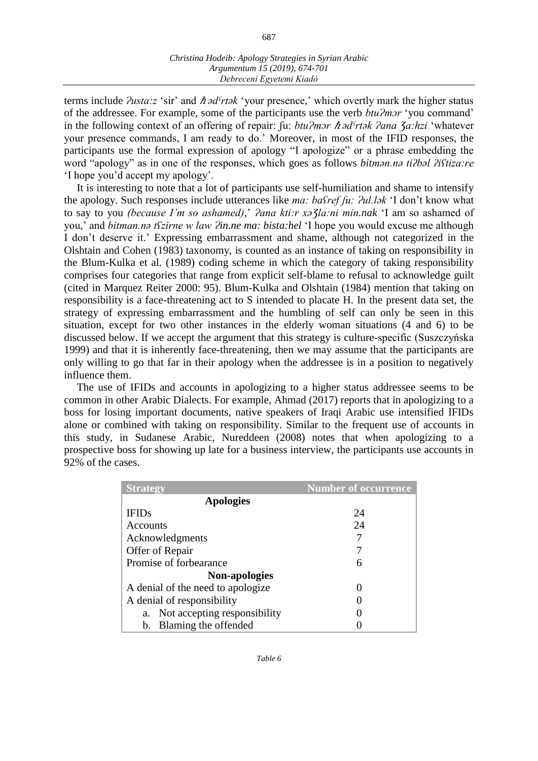terms include *ʔusta:z* 'sir' and *ħədˤrtək* 'your presence,' which overtly mark the higher status of the addressee. For example, some of the participants use the verb *btuʔmər* 'you command' in the following context of an offering of repair: ʃu: *btuʔmər ħədˤrtək ʔana ʒa:hzi* 'whatever your presence commands, I am ready to do.' Moreover, in most of the IFID responses, the participants use the formal expression of apology "I apologize" or a phrase embedding the word "apology" as in one of the responses, which goes as follows *bitmən.nə tiʔbəl ʔiʕtiza:re* 'I hope you'd accept my apology'.

It is interesting to note that a lot of participants use self-humiliation and shame to intensify the apology. Such responses include utterances like *ma: baʕref ʃu: ʔul.lək* 'I don't know what to say to you *(because I'm so ashamed)*,' *ʔana kti:r xəʒla:ni min.nak* 'I am so ashamed of you,' and *bitman.nə tʕzirne w law ʔin.ne ma: bista:hel* 'I hope you would excuse me although I don't deserve it.' Expressing embarrassment and shame, although not categorized in the Olshtain and Cohen (1983) taxonomy, is counted as an instance of taking on responsibility in the Blum-Kulka et al. (1989) coding scheme in which the category of taking responsibility comprises four categories that range from explicit self-blame to refusal to acknowledge guilt (cited in Marquez Reiter 2000: 95). Blum-Kulka and Olshtain (1984) mention that taking on responsibility is a face-threatening act to S intended to placate H. In the present data set, the strategy of expressing embarrassment and the humbling of self can only be seen in this situation, except for two other instances in the elderly woman situations (4 and 6) to be discussed below. If we accept the argument that this strategy is culture-specific (Suszczyńska 1999) and that it is inherently face-threatening, then we may assume that the participants are only willing to go that far in their apology when the addressee is in a position to negatively influence them.

The use of IFIDs and accounts in apologizing to a higher status addressee seems to be common in other Arabic Dialects. For example, Ahmad (2017) reports that in apologizing to a boss for losing important documents, native speakers of Iraqi Arabic use intensified IFIDs alone or combined with taking on responsibility. Similar to the frequent use of accounts in this study, in Sudanese Arabic, Nureddeen (2008) notes that when apologizing to a prospective boss for showing up late for a business interview, the participants use accounts in 92% of the cases.

| Strategy | Number of occurrence |
|---|---|
| **Apologies** | |
| IFIDs | 24 |
| Accounts | 24 |
| Acknowledgments | 7 |
| Offer of Repair | 7 |
| Promise of forbearance | 6 |
| **Non-apologies** | |
| A denial of the need to apologize | 0 |
| A denial of responsibility | 0 |
| a. Not accepting responsibility | 0 |
| b. Blaming the offended | 0 |

*Table 6*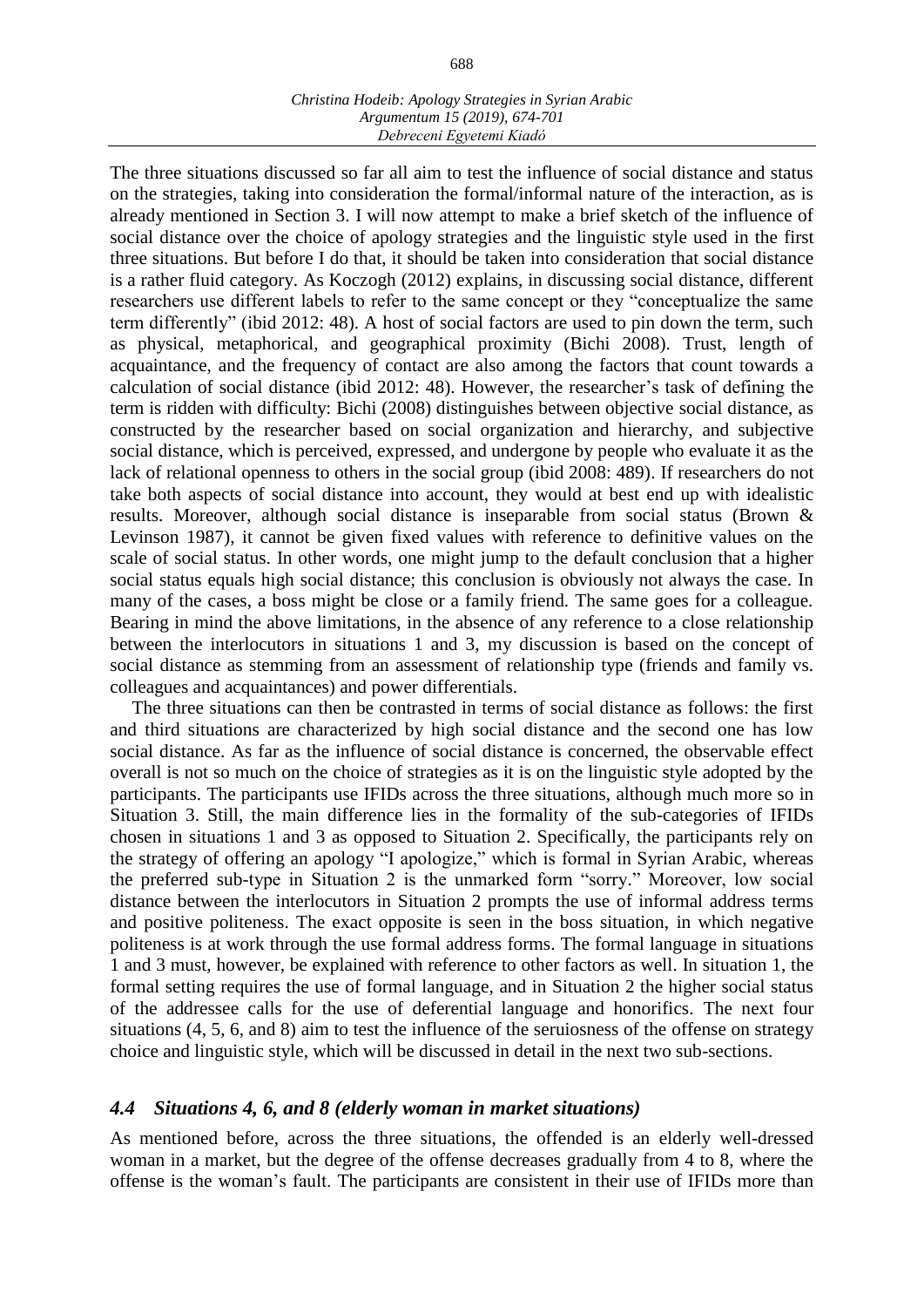The three situations discussed so far all aim to test the influence of social distance and status on the strategies, taking into consideration the formal/informal nature of the interaction, as is already mentioned in Section 3. I will now attempt to make a brief sketch of the influence of social distance over the choice of apology strategies and the linguistic style used in the first three situations. But before I do that, it should be taken into consideration that social distance is a rather fluid category. As Koczogh (2012) explains, in discussing social distance, different researchers use different labels to refer to the same concept or they "conceptualize the same term differently" (ibid 2012: 48). A host of social factors are used to pin down the term, such as physical, metaphorical, and geographical proximity (Bichi 2008). Trust, length of acquaintance, and the frequency of contact are also among the factors that count towards a calculation of social distance (ibid 2012: 48). However, the researcher's task of defining the term is ridden with difficulty: Bichi (2008) distinguishes between objective social distance, as constructed by the researcher based on social organization and hierarchy, and subjective social distance, which is perceived, expressed, and undergone by people who evaluate it as the lack of relational openness to others in the social group (ibid 2008: 489). If researchers do not take both aspects of social distance into account, they would at best end up with idealistic results. Moreover, although social distance is inseparable from social status (Brown & Levinson 1987), it cannot be given fixed values with reference to definitive values on the scale of social status. In other words, one might jump to the default conclusion that a higher social status equals high social distance; this conclusion is obviously not always the case. In many of the cases, a boss might be close or a family friend. The same goes for a colleague. Bearing in mind the above limitations, in the absence of any reference to a close relationship between the interlocutors in situations 1 and 3, my discussion is based on the concept of social distance as stemming from an assessment of relationship type (friends and family vs. colleagues and acquaintances) and power differentials.

The three situations can then be contrasted in terms of social distance as follows: the first and third situations are characterized by high social distance and the second one has low social distance. As far as the influence of social distance is concerned, the observable effect overall is not so much on the choice of strategies as it is on the linguistic style adopted by the participants. The participants use IFIDs across the three situations, although much more so in Situation 3. Still, the main difference lies in the formality of the sub-categories of IFIDs chosen in situations 1 and 3 as opposed to Situation 2. Specifically, the participants rely on the strategy of offering an apology "I apologize," which is formal in Syrian Arabic, whereas the preferred sub-type in Situation 2 is the unmarked form "sorry." Moreover, low social distance between the interlocutors in Situation 2 prompts the use of informal address terms and positive politeness. The exact opposite is seen in the boss situation, in which negative politeness is at work through the use formal address forms. The formal language in situations 1 and 3 must, however, be explained with reference to other factors as well. In situation 1, the formal setting requires the use of formal language, and in Situation 2 the higher social status of the addressee calls for the use of deferential language and honorifics. The next four situations (4, 5, 6, and 8) aim to test the influence of the seruiosness of the offense on strategy choice and linguistic style, which will be discussed in detail in the next two sub-sections.

### *4.4 Situations 4, 6, and 8 (elderly woman in market situations)*

As mentioned before, across the three situations, the offended is an elderly well-dressed woman in a market, but the degree of the offense decreases gradually from 4 to 8, where the offense is the woman's fault. The participants are consistent in their use of IFIDs more than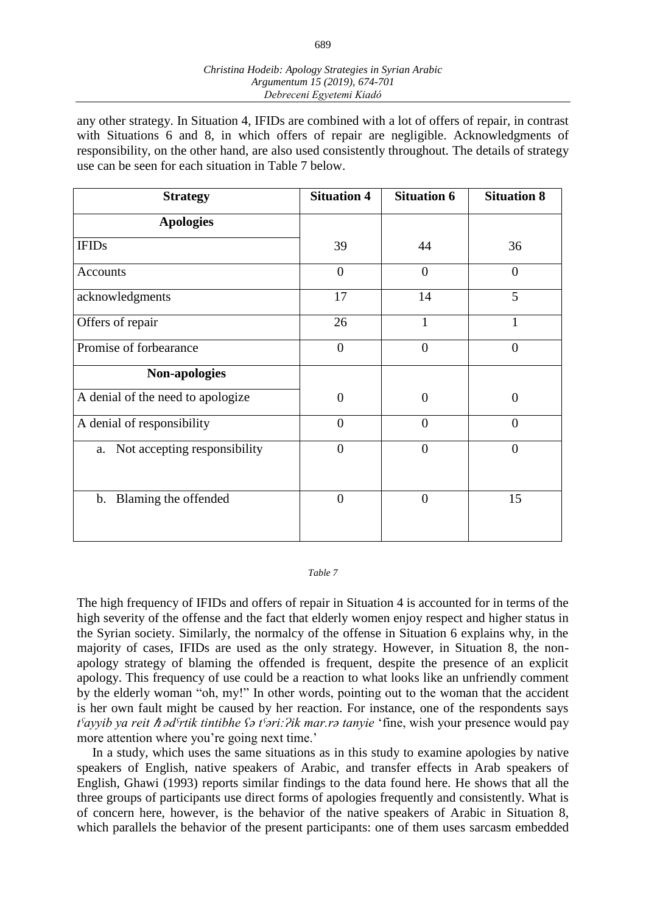any other strategy. In Situation 4, IFIDs are combined with a lot of offers of repair, in contrast with Situations 6 and 8, in which offers of repair are negligible. Acknowledgments of responsibility, on the other hand, are also used consistently throughout. The details of strategy use can be seen for each situation in Table 7 below.

| Strategy | Situation 4 | Situation 6 | Situation 8 |
|---|---|---|---|
| **Apologies** | | | |
| IFIDs | 39 | 44 | 36 |
| Accounts | 0 | 0 | 0 |
| acknowledgments | 17 | 14 | 5 |
| Offers of repair | 26 | 1 | 1 |
| Promise of forbearance | 0 | 0 | 0 |
| **Non-apologies** | | | |
| A denial of the need to apologize | 0 | 0 | 0 |
| A denial of responsibility | 0 | 0 | 0 |
| a. Not accepting responsibility | 0 | 0 | 0 |
| b. Blaming the offended | 0 | 0 | 15 |

*Table 7*

The high frequency of IFIDs and offers of repair in Situation 4 is accounted for in terms of the high severity of the offense and the fact that elderly women enjoy respect and higher status in the Syrian society. Similarly, the normalcy of the offense in Situation 6 explains why, in the majority of cases, IFIDs are used as the only strategy. However, in Situation 8, the non-apology strategy of blaming the offended is frequent, despite the presence of an explicit apology. This frequency of use could be a reaction to what looks like an unfriendly comment by the elderly woman "oh, my!" In other words, pointing out to the woman that the accident is her own fault might be caused by her reaction. For instance, one of the respondents says *tˤayyib ya reit ħ ədˤrtik tintibhe ʕə tˤəriːʔik mar.rə tanyie* 'fine, wish your presence would pay more attention where you're going next time.'

In a study, which uses the same situations as in this study to examine apologies by native speakers of English, native speakers of Arabic, and transfer effects in Arab speakers of English, Ghawi (1993) reports similar findings to the data found here. He shows that all the three groups of participants use direct forms of apologies frequently and consistently. What is of concern here, however, is the behavior of the native speakers of Arabic in Situation 8, which parallels the behavior of the present participants: one of them uses sarcasm embedded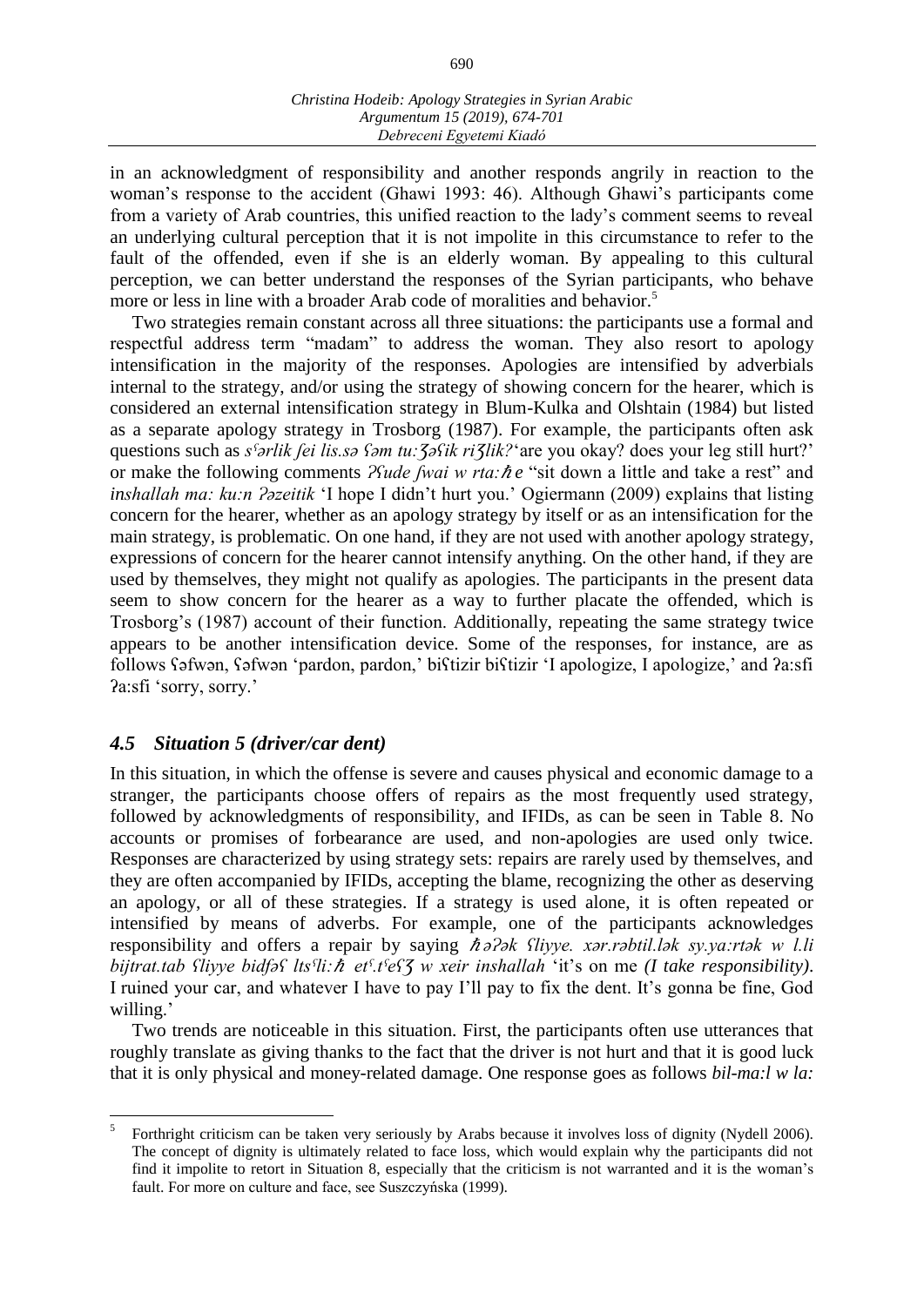in an acknowledgment of responsibility and another responds angrily in reaction to the woman's response to the accident (Ghawi 1993: 46). Although Ghawi's participants come from a variety of Arab countries, this unified reaction to the lady's comment seems to reveal an underlying cultural perception that it is not impolite in this circumstance to refer to the fault of the offended, even if she is an elderly woman. By appealing to this cultural perception, we can better understand the responses of the Syrian participants, who behave more or less in line with a broader Arab code of moralities and behavior.[5]

Two strategies remain constant across all three situations: the participants use a formal and respectful address term "madam" to address the woman. They also resort to apology intensification in the majority of the responses. Apologies are intensified by adverbials internal to the strategy, and/or using the strategy of showing concern for the hearer, which is considered an external intensification strategy in Blum-Kulka and Olshtain (1984) but listed as a separate apology strategy in Trosborg (1987). For example, the participants often ask questions such as *sˤərlik ʃei lis.sə ʕəm tu:ʒəʕik riʒlik?* 'are you okay? does your leg still hurt?' or make the following comments *ʔʕude ʃwai w rta:ħe* "sit down a little and take a rest" and *inshallah ma: ku:n ʔəzeitik* 'I hope I didn't hurt you.' Ogiermann (2009) explains that listing concern for the hearer, whether as an apology strategy by itself or as an intensification for the main strategy, is problematic. On one hand, if they are not used with another apology strategy, expressions of concern for the hearer cannot intensify anything. On the other hand, if they are used by themselves, they might not qualify as apologies. The participants in the present data seem to show concern for the hearer as a way to further placate the offended, which is Trosborg's (1987) account of their function. Additionally, repeating the same strategy twice appears to be another intensification device. Some of the responses, for instance, are as follows ʕəfwən, ʕəfwən 'pardon, pardon,' biʕtizir biʕtizir 'I apologize, I apologize,' and ʔa:sfi ʔa:sfi 'sorry, sorry.'

### *4.5 Situation 5 (driver/car dent)*

In this situation, in which the offense is severe and causes physical and economic damage to a stranger, the participants choose offers of repairs as the most frequently used strategy, followed by acknowledgments of responsibility, and IFIDs, as can be seen in Table 8. No accounts or promises of forbearance are used, and non-apologies are used only twice. Responses are characterized by using strategy sets: repairs are rarely used by themselves, and they are often accompanied by IFIDs, accepting the blame, recognizing the other as deserving an apology, or all of these strategies. If a strategy is used alone, it is often repeated or intensified by means of adverbs. For example, one of the participants acknowledges responsibility and offers a repair by saying *ħəʔək ʕliyye. xər.rəbtil.lək sy.ya:rtək w l.li bijtrat.tab ʕliyye bidfəʕ ltsˤli:ħ etˤ.tˤeʕʒ w xeir inshallah* 'it's on me *(I take responsibility)*. I ruined your car, and whatever I have to pay I'll pay to fix the dent. It's gonna be fine, God willing.'

Two trends are noticeable in this situation. First, the participants often use utterances that roughly translate as giving thanks to the fact that the driver is not hurt and that it is good luck that it is only physical and money-related damage. One response goes as follows *bil-ma:l w la:*

[5] Forthright criticism can be taken very seriously by Arabs because it involves loss of dignity (Nydell 2006). The concept of dignity is ultimately related to face loss, which would explain why the participants did not find it impolite to retort in Situation 8, especially that the criticism is not warranted and it is the woman's fault. For more on culture and face, see Suszczyńska (1999).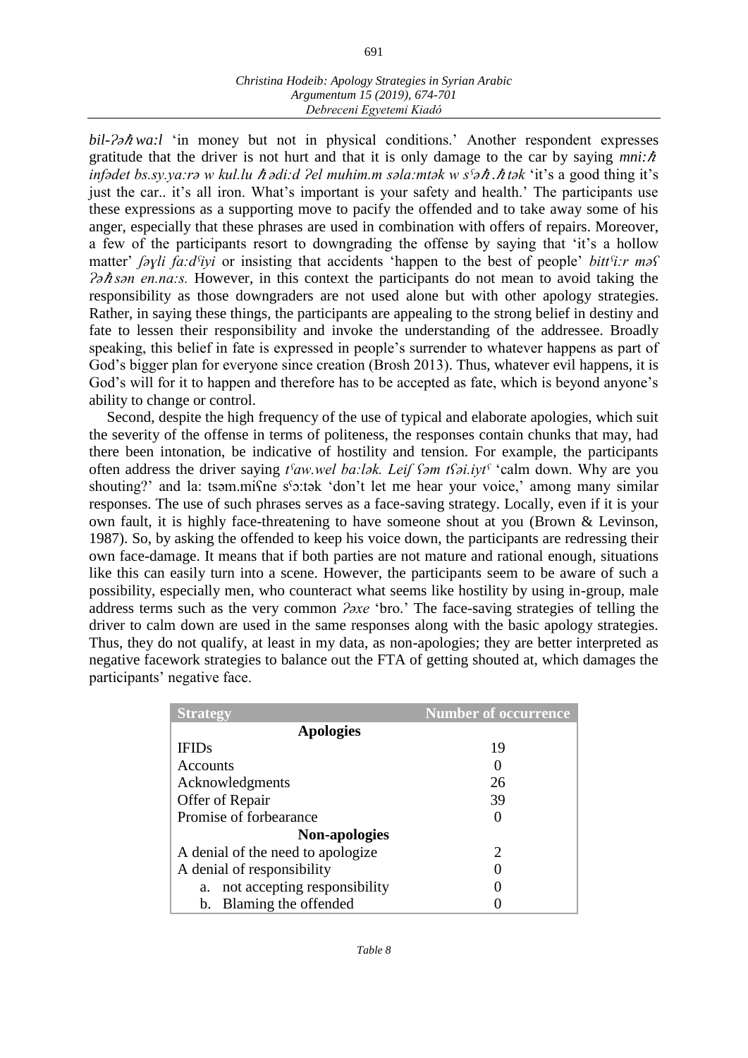*bil-ʔəħwa:l* 'in money but not in physical conditions.' Another respondent expresses gratitude that the driver is not hurt and that it is only damage to the car by saying *mni:ħ infədet bs.sy.ya:rə w kul.lu ħədi:d ʔel muhim.m səla:mtək w sˤəħ.ħtək* 'it's a good thing it's just the car.. it's all iron. What's important is your safety and health.' The participants use these expressions as a supporting move to pacify the offended and to take away some of his anger, especially that these phrases are used in combination with offers of repairs. Moreover, a few of the participants resort to downgrading the offense by saying that 'it's a hollow matter' *ʃəɣli fa:dˤiyi* or insisting that accidents 'happen to the best of people' *bittˤi:r məʕ ʔəħsən en.na:s.* However, in this context the participants do not mean to avoid taking the responsibility as those downgraders are not used alone but with other apology strategies. Rather, in saying these things, the participants are appealing to the strong belief in destiny and fate to lessen their responsibility and invoke the understanding of the addressee. Broadly speaking, this belief in fate is expressed in people's surrender to whatever happens as part of God's bigger plan for everyone since creation (Brosh 2013). Thus, whatever evil happens, it is God's will for it to happen and therefore has to be accepted as fate, which is beyond anyone's ability to change or control.

Second, despite the high frequency of the use of typical and elaborate apologies, which suit the severity of the offense in terms of politeness, the responses contain chunks that may, had there been intonation, be indicative of hostility and tension. For example, the participants often address the driver saying *tˤaw.wel ba:lək. Leiʃ ʕəm tʕəi.iytˤ* 'calm down. Why are you shouting?' and la: tsəm.miʕne sˤɔ:tək 'don't let me hear your voice,' among many similar responses. The use of such phrases serves as a face-saving strategy. Locally, even if it is your own fault, it is highly face-threatening to have someone shout at you (Brown & Levinson, 1987). So, by asking the offended to keep his voice down, the participants are redressing their own face-damage. It means that if both parties are not mature and rational enough, situations like this can easily turn into a scene. However, the participants seem to be aware of such a possibility, especially men, who counteract what seems like hostility by using in-group, male address terms such as the very common *ʔəxe* 'bro.' The face-saving strategies of telling the driver to calm down are used in the same responses along with the basic apology strategies. Thus, they do not qualify, at least in my data, as non-apologies; they are better interpreted as negative facework strategies to balance out the FTA of getting shouted at, which damages the participants' negative face.

| Strategy | Number of occurrence |
|---|---|
| **Apologies** | |
| IFIDs | 19 |
| Accounts | 0 |
| Acknowledgments | 26 |
| Offer of Repair | 39 |
| Promise of forbearance | 0 |
| **Non-apologies** | |
| A denial of the need to apologize | 2 |
| A denial of responsibility | 0 |
| a. not accepting responsibility | 0 |
| b. Blaming the offended | 0 |

*Table 8*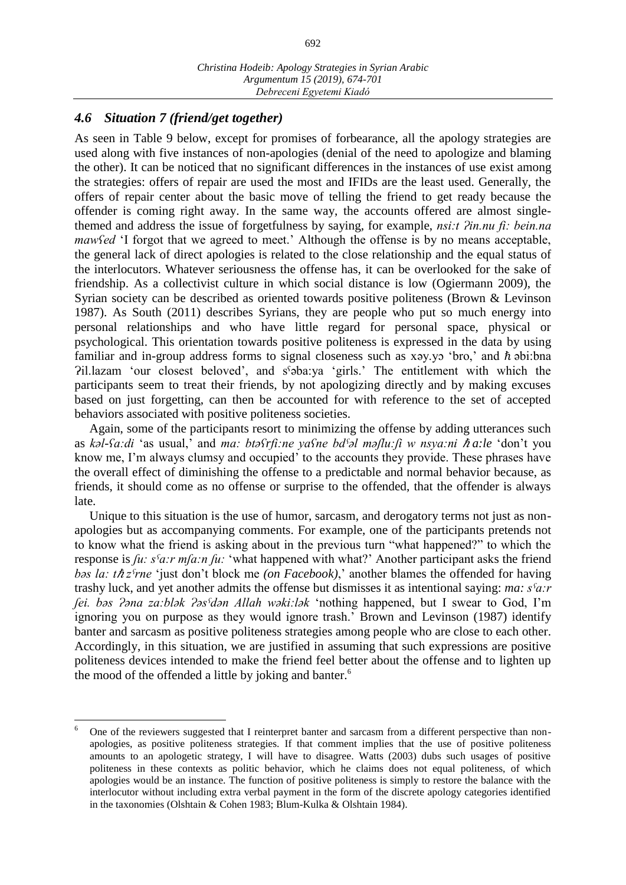### *4.6 Situation 7 (friend/get together)*

As seen in Table 9 below, except for promises of forbearance, all the apology strategies are used along with five instances of non-apologies (denial of the need to apologize and blaming the other). It can be noticed that no significant differences in the instances of use exist among the strategies: offers of repair are used the most and IFIDs are the least used. Generally, the offers of repair center about the basic move of telling the friend to get ready because the offender is coming right away. In the same way, the accounts offered are almost single-themed and address the issue of forgetfulness by saying, for example, *nsiːt ʔin.nu fiː bein.na mawʕed* 'I forgot that we agreed to meet.' Although the offense is by no means acceptable, the general lack of direct apologies is related to the close relationship and the equal status of the interlocutors. Whatever seriousness the offense has, it can be overlooked for the sake of friendship. As a collectivist culture in which social distance is low (Ogiermann 2009), the Syrian society can be described as oriented towards positive politeness (Brown & Levinson 1987). As South (2011) describes Syrians, they are people who put so much energy into personal relationships and who have little regard for personal space, physical or psychological. This orientation towards positive politeness is expressed in the data by using familiar and in-group address forms to signal closeness such as xəy.yɔ 'bro,' and ħ əbiːbna ʔil.lazam 'our closest beloved', and sˤəbaːya 'girls.' The entitlement with which the participants seem to treat their friends, by not apologizing directly and by making excuses based on just forgetting, can then be accounted for with reference to the set of accepted behaviors associated with positive politeness societies.

Again, some of the participants resort to minimizing the offense by adding utterances such as *kəl-ʕaːdi* 'as usual,' and *maː btəʕrfiːne yaʕne bdˤəl məʃluːʃi w nsyaːni ħ aːle* 'don't you know me, I'm always clumsy and occupied' to the accounts they provide. These phrases have the overall effect of diminishing the offense to a predictable and normal behavior because, as friends, it should come as no offense or surprise to the offended, that the offender is always late.

Unique to this situation is the use of humor, sarcasm, and derogatory terms not just as non-apologies but as accompanying comments. For example, one of the participants pretends not to know what the friend is asking about in the previous turn "what happened?" to which the response is *ʃuː sˤaːr mʃaːn ʃuː* 'what happened with what?' Another participant asks the friend *bəs laː tħzˤrne* 'just don't block me *(on Facebook)*,' another blames the offended for having trashy luck, and yet another admits the offense but dismisses it as intentional saying: *maː sˤaːr ʃei. bəs ʔəna zaːblək ʔəsˤdən Allah wəkiːlək* 'nothing happened, but I swear to God, I'm ignoring you on purpose as they would ignore trash.' Brown and Levinson (1987) identify banter and sarcasm as positive politeness strategies among people who are close to each other. Accordingly, in this situation, we are justified in assuming that such expressions are positive politeness devices intended to make the friend feel better about the offense and to lighten up the mood of the offended a little by joking and banter.[6]

---

[6] One of the reviewers suggested that I reinterpret banter and sarcasm from a different perspective than non-apologies, as positive politeness strategies. If that comment implies that the use of positive politeness amounts to an apologetic strategy, I will have to disagree. Watts (2003) dubs such usages of positive politeness in these contexts as politic behavior, which he claims does not equal politeness, of which apologies would be an instance. The function of positive politeness is simply to restore the balance with the interlocutor without including extra verbal payment in the form of the discrete apology categories identified in the taxonomies (Olshtain & Cohen 1983; Blum-Kulka & Olshtain 1984).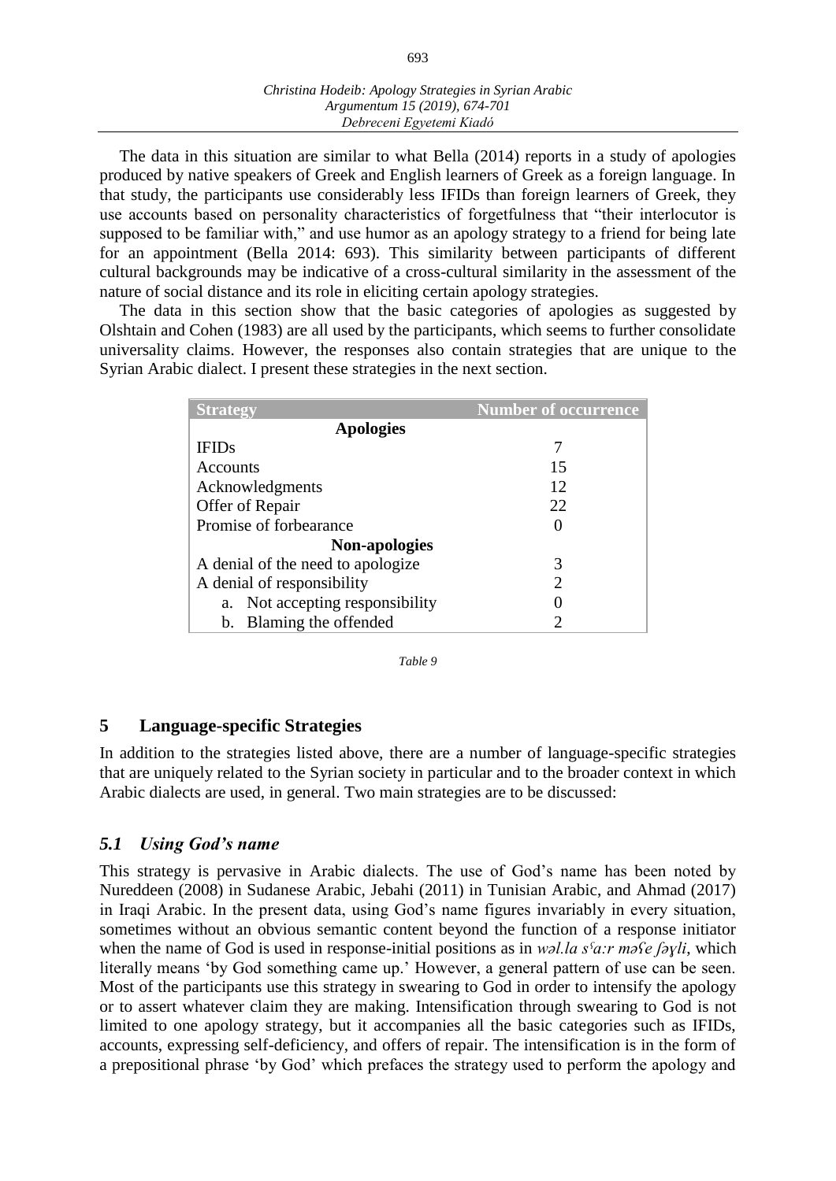The data in this situation are similar to what Bella (2014) reports in a study of apologies produced by native speakers of Greek and English learners of Greek as a foreign language. In that study, the participants use considerably less IFIDs than foreign learners of Greek, they use accounts based on personality characteristics of forgetfulness that "their interlocutor is supposed to be familiar with," and use humor as an apology strategy to a friend for being late for an appointment (Bella 2014: 693). This similarity between participants of different cultural backgrounds may be indicative of a cross-cultural similarity in the assessment of the nature of social distance and its role in eliciting certain apology strategies.

The data in this section show that the basic categories of apologies as suggested by Olshtain and Cohen (1983) are all used by the participants, which seems to further consolidate universality claims. However, the responses also contain strategies that are unique to the Syrian Arabic dialect. I present these strategies in the next section.

| Strategy | Number of occurrence |
|---|---|
| **Apologies** | |
| IFIDs | 7 |
| Accounts | 15 |
| Acknowledgments | 12 |
| Offer of Repair | 22 |
| Promise of forbearance | 0 |
| **Non-apologies** | |
| A denial of the need to apologize | 3 |
| A denial of responsibility | 2 |
| a. Not accepting responsibility | 0 |
| b. Blaming the offended | 2 |

*Table 9*

## 5 Language-specific Strategies

In addition to the strategies listed above, there are a number of language-specific strategies that are uniquely related to the Syrian society in particular and to the broader context in which Arabic dialects are used, in general. Two main strategies are to be discussed:

### *5.1 Using God's name*

This strategy is pervasive in Arabic dialects. The use of God's name has been noted by Nureddeen (2008) in Sudanese Arabic, Jebahi (2011) in Tunisian Arabic, and Ahmad (2017) in Iraqi Arabic. In the present data, using God's name figures invariably in every situation, sometimes without an obvious semantic content beyond the function of a response initiator when the name of God is used in response-initial positions as in *wəl.la sˤaːr məʕe ʃəɣli*, which literally means 'by God something came up.' However, a general pattern of use can be seen. Most of the participants use this strategy in swearing to God in order to intensify the apology or to assert whatever claim they are making. Intensification through swearing to God is not limited to one apology strategy, but it accompanies all the basic categories such as IFIDs, accounts, expressing self-deficiency, and offers of repair. The intensification is in the form of a prepositional phrase 'by God' which prefaces the strategy used to perform the apology and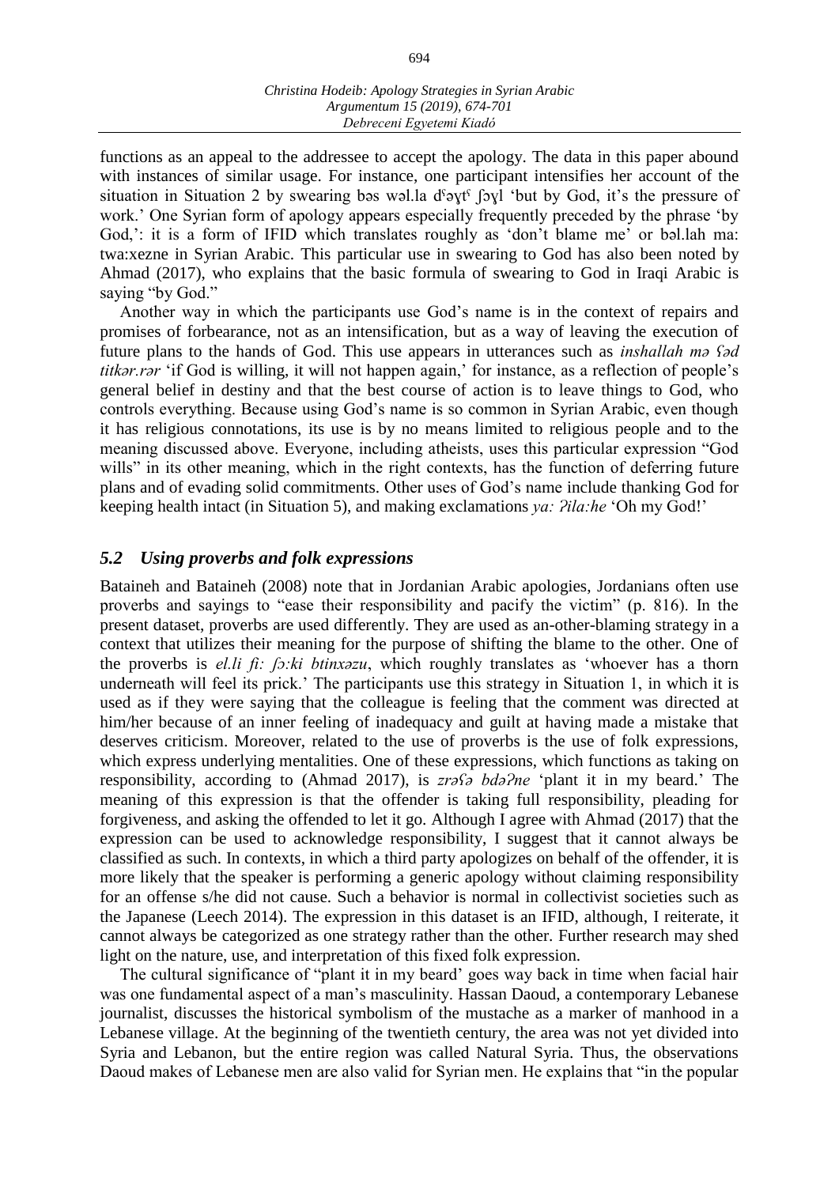functions as an appeal to the addressee to accept the apology. The data in this paper abound with instances of similar usage. For instance, one participant intensifies her account of the situation in Situation 2 by swearing bəs wəl.la dˤəɣtˤ ʃəɣl 'but by God, it's the pressure of work.' One Syrian form of apology appears especially frequently preceded by the phrase 'by God,': it is a form of IFID which translates roughly as 'don't blame me' or bəl.lah ma: twa:xezne in Syrian Arabic. This particular use in swearing to God has also been noted by Ahmad (2017), who explains that the basic formula of swearing to God in Iraqi Arabic is saying "by God."

Another way in which the participants use God's name is in the context of repairs and promises of forbearance, not as an intensification, but as a way of leaving the execution of future plans to the hands of God. This use appears in utterances such as *inshallah mə ʕəd titkər.rər* 'if God is willing, it will not happen again,' for instance, as a reflection of people's general belief in destiny and that the best course of action is to leave things to God, who controls everything. Because using God's name is so common in Syrian Arabic, even though it has religious connotations, its use is by no means limited to religious people and to the meaning discussed above. Everyone, including atheists, uses this particular expression "God wills" in its other meaning, which in the right contexts, has the function of deferring future plans and of evading solid commitments. Other uses of God's name include thanking God for keeping health intact (in Situation 5), and making exclamations *ya: ʔila:he* 'Oh my God!'

## *5.2 Using proverbs and folk expressions*

Bataineh and Bataineh (2008) note that in Jordanian Arabic apologies, Jordanians often use proverbs and sayings to "ease their responsibility and pacify the victim" (p. 816). In the present dataset, proverbs are used differently. They are used as an-other-blaming strategy in a context that utilizes their meaning for the purpose of shifting the blame to the other. One of the proverbs is *el.li fi: ʃɔ:ki btinxəzu*, which roughly translates as 'whoever has a thorn underneath will feel its prick.' The participants use this strategy in Situation 1, in which it is used as if they were saying that the colleague is feeling that the comment was directed at him/her because of an inner feeling of inadequacy and guilt at having made a mistake that deserves criticism. Moreover, related to the use of proverbs is the use of folk expressions, which express underlying mentalities. One of these expressions, which functions as taking on responsibility, according to (Ahmad 2017), is *zrəʕə bdəʔne* 'plant it in my beard.' The meaning of this expression is that the offender is taking full responsibility, pleading for forgiveness, and asking the offended to let it go. Although I agree with Ahmad (2017) that the expression can be used to acknowledge responsibility, I suggest that it cannot always be classified as such. In contexts, in which a third party apologizes on behalf of the offender, it is more likely that the speaker is performing a generic apology without claiming responsibility for an offense s/he did not cause. Such a behavior is normal in collectivist societies such as the Japanese (Leech 2014). The expression in this dataset is an IFID, although, I reiterate, it cannot always be categorized as one strategy rather than the other. Further research may shed light on the nature, use, and interpretation of this fixed folk expression.

The cultural significance of "plant it in my beard' goes way back in time when facial hair was one fundamental aspect of a man's masculinity. Hassan Daoud, a contemporary Lebanese journalist, discusses the historical symbolism of the mustache as a marker of manhood in a Lebanese village. At the beginning of the twentieth century, the area was not yet divided into Syria and Lebanon, but the entire region was called Natural Syria. Thus, the observations Daoud makes of Lebanese men are also valid for Syrian men. He explains that "in the popular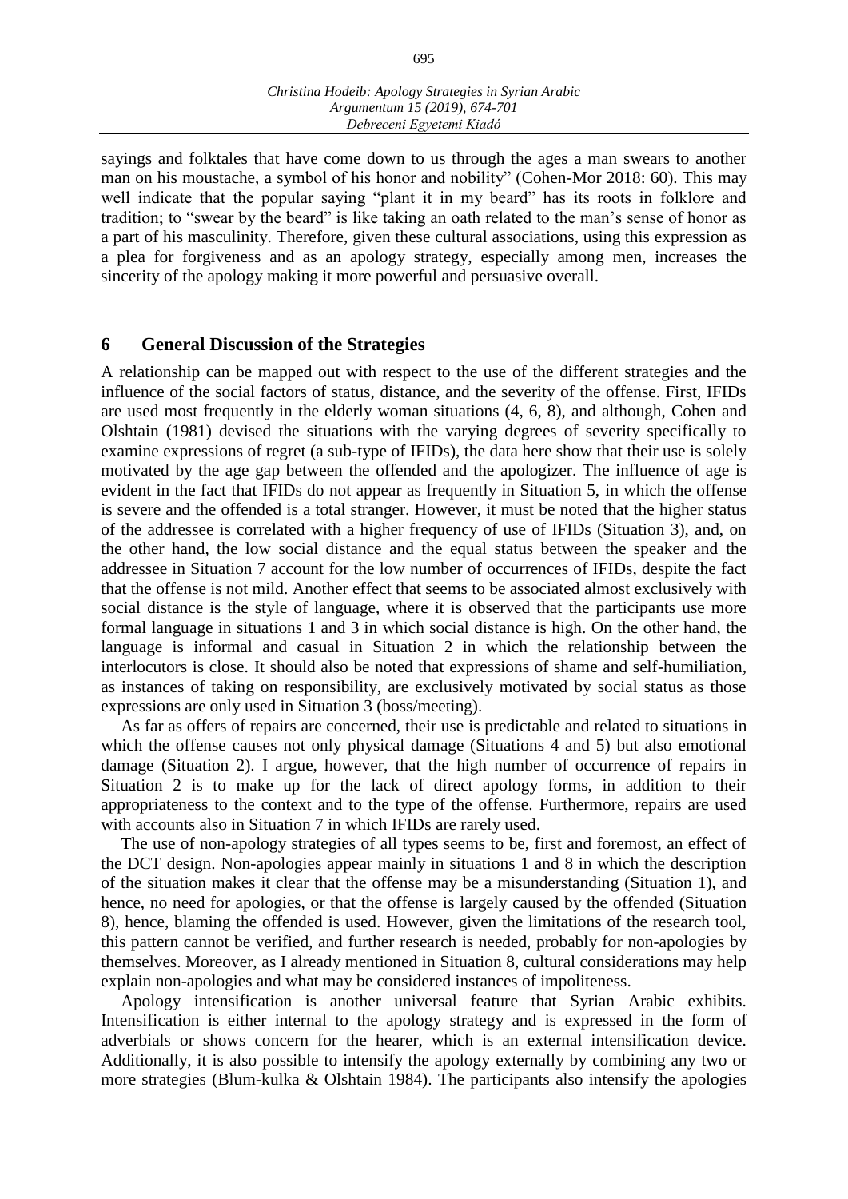sayings and folktales that have come down to us through the ages a man swears to another man on his moustache, a symbol of his honor and nobility" (Cohen-Mor 2018: 60). This may well indicate that the popular saying "plant it in my beard" has its roots in folklore and tradition; to "swear by the beard" is like taking an oath related to the man's sense of honor as a part of his masculinity. Therefore, given these cultural associations, using this expression as a plea for forgiveness and as an apology strategy, especially among men, increases the sincerity of the apology making it more powerful and persuasive overall.

## 6 General Discussion of the Strategies

A relationship can be mapped out with respect to the use of the different strategies and the influence of the social factors of status, distance, and the severity of the offense. First, IFIDs are used most frequently in the elderly woman situations (4, 6, 8), and although, Cohen and Olshtain (1981) devised the situations with the varying degrees of severity specifically to examine expressions of regret (a sub-type of IFIDs), the data here show that their use is solely motivated by the age gap between the offended and the apologizer. The influence of age is evident in the fact that IFIDs do not appear as frequently in Situation 5, in which the offense is severe and the offended is a total stranger. However, it must be noted that the higher status of the addressee is correlated with a higher frequency of use of IFIDs (Situation 3), and, on the other hand, the low social distance and the equal status between the speaker and the addressee in Situation 7 account for the low number of occurrences of IFIDs, despite the fact that the offense is not mild. Another effect that seems to be associated almost exclusively with social distance is the style of language, where it is observed that the participants use more formal language in situations 1 and 3 in which social distance is high. On the other hand, the language is informal and casual in Situation 2 in which the relationship between the interlocutors is close. It should also be noted that expressions of shame and self-humiliation, as instances of taking on responsibility, are exclusively motivated by social status as those expressions are only used in Situation 3 (boss/meeting).

As far as offers of repairs are concerned, their use is predictable and related to situations in which the offense causes not only physical damage (Situations 4 and 5) but also emotional damage (Situation 2). I argue, however, that the high number of occurrence of repairs in Situation 2 is to make up for the lack of direct apology forms, in addition to their appropriateness to the context and to the type of the offense. Furthermore, repairs are used with accounts also in Situation 7 in which IFIDs are rarely used.

The use of non-apology strategies of all types seems to be, first and foremost, an effect of the DCT design. Non-apologies appear mainly in situations 1 and 8 in which the description of the situation makes it clear that the offense may be a misunderstanding (Situation 1), and hence, no need for apologies, or that the offense is largely caused by the offended (Situation 8), hence, blaming the offended is used. However, given the limitations of the research tool, this pattern cannot be verified, and further research is needed, probably for non-apologies by themselves. Moreover, as I already mentioned in Situation 8, cultural considerations may help explain non-apologies and what may be considered instances of impoliteness.

Apology intensification is another universal feature that Syrian Arabic exhibits. Intensification is either internal to the apology strategy and is expressed in the form of adverbials or shows concern for the hearer, which is an external intensification device. Additionally, it is also possible to intensify the apology externally by combining any two or more strategies (Blum-kulka & Olshtain 1984). The participants also intensify the apologies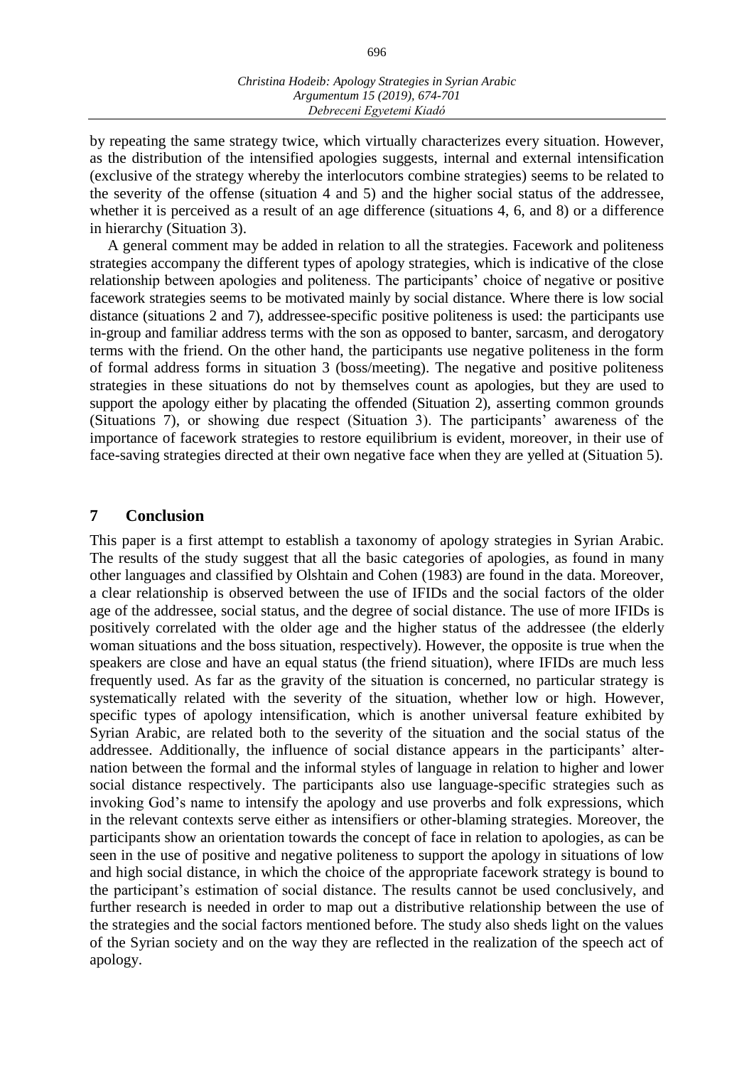by repeating the same strategy twice, which virtually characterizes every situation. However, as the distribution of the intensified apologies suggests, internal and external intensification (exclusive of the strategy whereby the interlocutors combine strategies) seems to be related to the severity of the offense (situation 4 and 5) and the higher social status of the addressee, whether it is perceived as a result of an age difference (situations 4, 6, and 8) or a difference in hierarchy (Situation 3).

A general comment may be added in relation to all the strategies. Facework and politeness strategies accompany the different types of apology strategies, which is indicative of the close relationship between apologies and politeness. The participants' choice of negative or positive facework strategies seems to be motivated mainly by social distance. Where there is low social distance (situations 2 and 7), addressee-specific positive politeness is used: the participants use in-group and familiar address terms with the son as opposed to banter, sarcasm, and derogatory terms with the friend. On the other hand, the participants use negative politeness in the form of formal address forms in situation 3 (boss/meeting). The negative and positive politeness strategies in these situations do not by themselves count as apologies, but they are used to support the apology either by placating the offended (Situation 2), asserting common grounds (Situations 7), or showing due respect (Situation 3). The participants' awareness of the importance of facework strategies to restore equilibrium is evident, moreover, in their use of face-saving strategies directed at their own negative face when they are yelled at (Situation 5).

## 7 Conclusion

This paper is a first attempt to establish a taxonomy of apology strategies in Syrian Arabic. The results of the study suggest that all the basic categories of apologies, as found in many other languages and classified by Olshtain and Cohen (1983) are found in the data. Moreover, a clear relationship is observed between the use of IFIDs and the social factors of the older age of the addressee, social status, and the degree of social distance. The use of more IFIDs is positively correlated with the older age and the higher status of the addressee (the elderly woman situations and the boss situation, respectively). However, the opposite is true when the speakers are close and have an equal status (the friend situation), where IFIDs are much less frequently used. As far as the gravity of the situation is concerned, no particular strategy is systematically related with the severity of the situation, whether low or high. However, specific types of apology intensification, which is another universal feature exhibited by Syrian Arabic, are related both to the severity of the situation and the social status of the addressee. Additionally, the influence of social distance appears in the participants' alternation between the formal and the informal styles of language in relation to higher and lower social distance respectively. The participants also use language-specific strategies such as invoking God's name to intensify the apology and use proverbs and folk expressions, which in the relevant contexts serve either as intensifiers or other-blaming strategies. Moreover, the participants show an orientation towards the concept of face in relation to apologies, as can be seen in the use of positive and negative politeness to support the apology in situations of low and high social distance, in which the choice of the appropriate facework strategy is bound to the participant's estimation of social distance. The results cannot be used conclusively, and further research is needed in order to map out a distributive relationship between the use of the strategies and the social factors mentioned before. The study also sheds light on the values of the Syrian society and on the way they are reflected in the realization of the speech act of apology.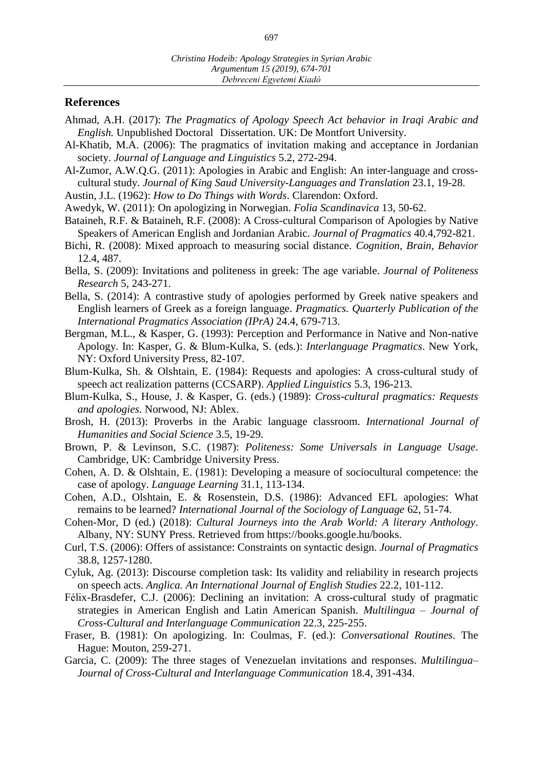## References

Ahmad, A.H. (2017): *The Pragmatics of Apology Speech Act behavior in Iraqi Arabic and English.* Unpublished Doctoral Dissertation. UK: De Montfort University.

Al-Khatib, M.A. (2006): The pragmatics of invitation making and acceptance in Jordanian society. *Journal of Language and Linguistics* 5.2, 272-294.

Al-Zumor, A.W.Q.G. (2011): Apologies in Arabic and English: An inter-language and cross-cultural study. *Journal of King Saud University-Languages and Translation* 23.1, 19-28.

Austin, J.L. (1962): *How to Do Things with Words*. Clarendon: Oxford.

Awedyk, W. (2011): On apologizing in Norwegian. *Folia Scandinavica* 13, 50-62.

Bataineh, R.F. & Bataineh, R.F. (2008): A Cross-cultural Comparison of Apologies by Native Speakers of American English and Jordanian Arabic. *Journal of Pragmatics* 40.4,792-821.

Bichi, R. (2008): Mixed approach to measuring social distance. *Cognition, Brain, Behavior* 12.4, 487.

Bella, S. (2009): Invitations and politeness in greek: The age variable. *Journal of Politeness Research* 5, 243-271.

Bella, S. (2014): A contrastive study of apologies performed by Greek native speakers and English learners of Greek as a foreign language. *Pragmatics. Quarterly Publication of the International Pragmatics Association (IPrA)* 24.4, 679-713.

Bergman, M.L., & Kasper, G. (1993): Perception and Performance in Native and Non-native Apology. In: Kasper, G. & Blum-Kulka, S. (eds.): *Interlanguage Pragmatics*. New York, NY: Oxford University Press, 82-107.

Blum-Kulka, Sh. & Olshtain, E. (1984): Requests and apologies: A cross-cultural study of speech act realization patterns (CCSARP). *Applied Linguistics* 5.3, 196-213.

Blum-Kulka, S., House, J. & Kasper, G. (eds.) (1989): *Cross-cultural pragmatics: Requests and apologies*. Norwood, NJ: Ablex.

Brosh, H. (2013): Proverbs in the Arabic language classroom. *International Journal of Humanities and Social Science* 3.5, 19-29.

Brown, P. & Levinson, S.C. (1987): *Politeness: Some Universals in Language Usage*. Cambridge, UK: Cambridge University Press.

Cohen, A. D. & Olshtain, E. (1981): Developing a measure of sociocultural competence: the case of apology. *Language Learning* 31.1, 113-134.

Cohen, A.D., Olshtain, E. & Rosenstein, D.S. (1986): Advanced EFL apologies: What remains to be learned? *International Journal of the Sociology of Language* 62, 51-74.

Cohen-Mor, D (ed.) (2018): *Cultural Journeys into the Arab World: A literary Anthology*. Albany, NY: SUNY Press. Retrieved from https://books.google.hu/books.

Curl, T.S. (2006): Offers of assistance: Constraints on syntactic design. *Journal of Pragmatics* 38.8, 1257-1280.

Cyluk, Ag. (2013): Discourse completion task: Its validity and reliability in research projects on speech acts. *Anglica. An International Journal of English Studies* 22.2, 101-112.

Félix-Brasdefer, C.J. (2006): Declining an invitation: A cross-cultural study of pragmatic strategies in American English and Latin American Spanish. *Multilingua – Journal of Cross-Cultural and Interlanguage Communication* 22.3, 225-255.

Fraser, B. (1981): On apologizing. In: Coulmas, F. (ed.): *Conversational Routines*. The Hague: Mouton, 259-271.

Garcia, C. (2009): The three stages of Venezuelan invitations and responses. *Multilingua– Journal of Cross-Cultural and Interlanguage Communication* 18.4, 391-434.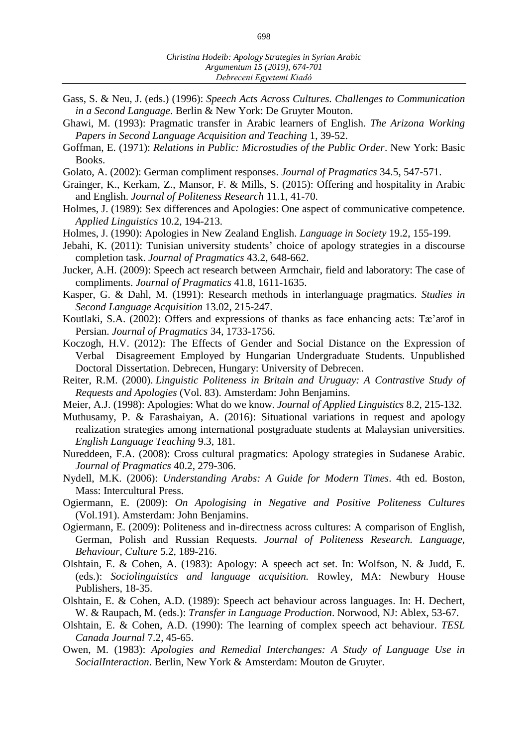Gass, S. & Neu, J. (eds.) (1996): *Speech Acts Across Cultures. Challenges to Communication in a Second Language*. Berlin & New York: De Gruyter Mouton.

Ghawi, M. (1993): Pragmatic transfer in Arabic learners of English. *The Arizona Working Papers in Second Language Acquisition and Teaching* 1, 39-52.

Goffman, E. (1971): *Relations in Public: Microstudies of the Public Order*. New York: Basic Books.

Golato, A. (2002): German compliment responses. *Journal of Pragmatics* 34.5, 547-571.

Grainger, K., Kerkam, Z., Mansor, F. & Mills, S. (2015): Offering and hospitality in Arabic and English. *Journal of Politeness Research* 11.1, 41-70.

Holmes, J. (1989): Sex differences and Apologies: One aspect of communicative competence. *Applied Linguistics* 10.2, 194-213.

Holmes, J. (1990): Apologies in New Zealand English. *Language in Society* 19.2, 155-199.

Jebahi, K. (2011): Tunisian university students' choice of apology strategies in a discourse completion task. *Journal of Pragmatics* 43.2, 648-662.

Jucker, A.H. (2009): Speech act research between Armchair, field and laboratory: The case of compliments. *Journal of Pragmatics* 41.8, 1611-1635.

Kasper, G. & Dahl, M. (1991): Research methods in interlanguage pragmatics. *Studies in Second Language Acquisition* 13.02, 215-247.

Koutlaki, S.A. (2002): Offers and expressions of thanks as face enhancing acts: Tæ'arof in Persian. *Journal of Pragmatics* 34, 1733-1756.

Koczogh, H.V. (2012): The Effects of Gender and Social Distance on the Expression of Verbal Disagreement Employed by Hungarian Undergraduate Students. Unpublished Doctoral Dissertation. Debrecen, Hungary: University of Debrecen.

Reiter, R.M. (2000). *Linguistic Politeness in Britain and Uruguay: A Contrastive Study of Requests and Apologies* (Vol. 83). Amsterdam: John Benjamins.

Meier, A.J. (1998): Apologies: What do we know. *Journal of Applied Linguistics* 8.2, 215-132.

Muthusamy, P. & Farashaiyan, A. (2016): Situational variations in request and apology realization strategies among international postgraduate students at Malaysian universities. *English Language Teaching* 9.3, 181.

Nureddeen, F.A. (2008): Cross cultural pragmatics: Apology strategies in Sudanese Arabic. *Journal of Pragmatics* 40.2, 279-306.

Nydell, M.K. (2006): *Understanding Arabs: A Guide for Modern Times*. 4th ed. Boston, Mass: Intercultural Press.

Ogiermann, E. (2009): *On Apologising in Negative and Positive Politeness Cultures* (Vol.191). Amsterdam: John Benjamins.

Ogiermann, E. (2009): Politeness and in-directness across cultures: A comparison of English, German, Polish and Russian Requests. *Journal of Politeness Research. Language, Behaviour, Culture* 5.2, 189-216.

Olshtain, E. & Cohen, A. (1983): Apology: A speech act set. In: Wolfson, N. & Judd, E. (eds.): *Sociolinguistics and language acquisition.* Rowley, MA: Newbury House Publishers, 18-35.

Olshtain, E. & Cohen, A.D. (1989): Speech act behaviour across languages. In: H. Dechert, W. & Raupach, M. (eds.): *Transfer in Language Production*. Norwood, NJ: Ablex, 53-67.

Olshtain, E. & Cohen, A.D. (1990): The learning of complex speech act behaviour. *TESL Canada Journal* 7.2, 45-65.

Owen, M. (1983): *Apologies and Remedial Interchanges: A Study of Language Use in SocialInteraction*. Berlin, New York & Amsterdam: Mouton de Gruyter.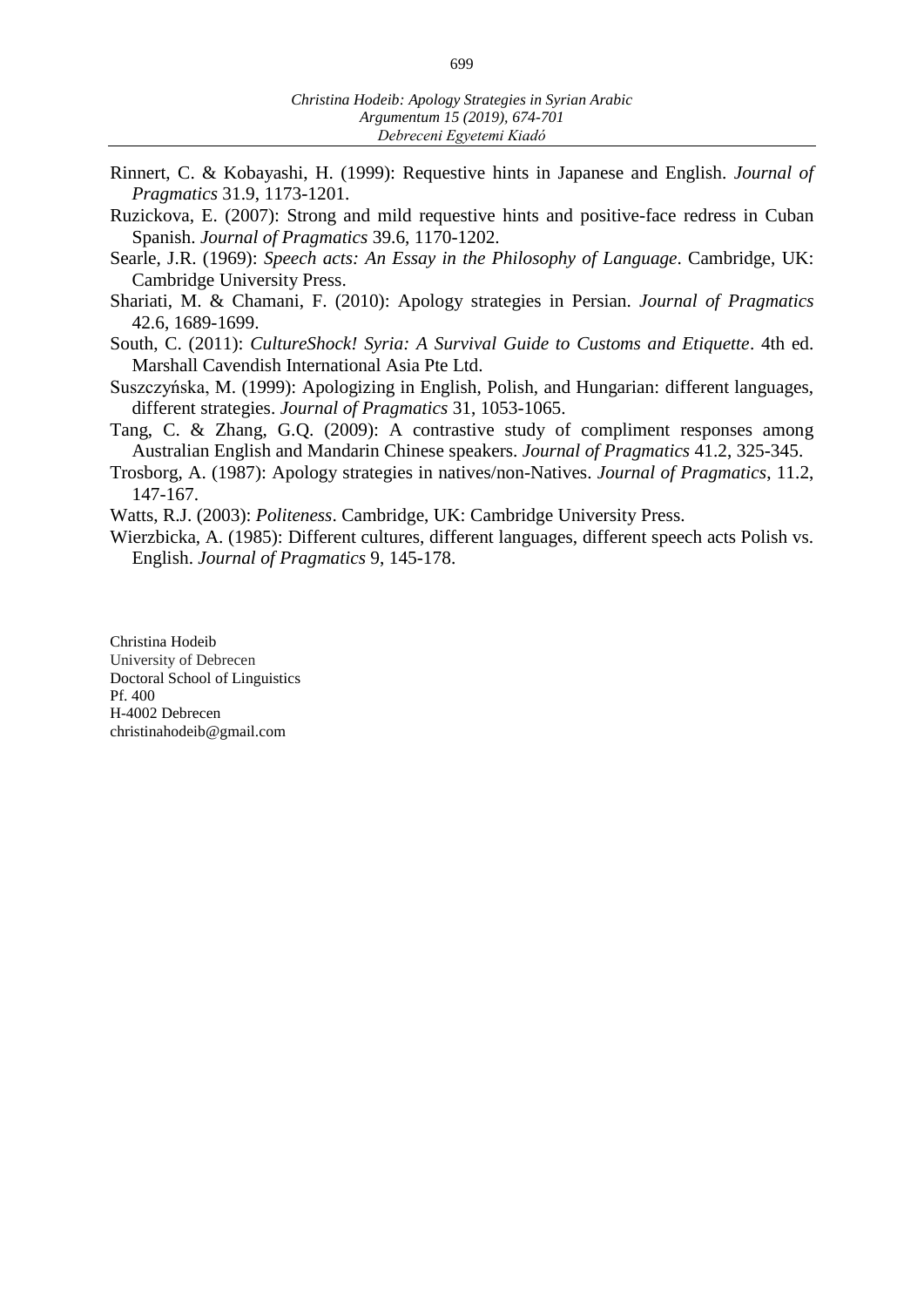Rinnert, C. & Kobayashi, H. (1999): Requestive hints in Japanese and English. *Journal of Pragmatics* 31.9, 1173-1201.

Ruzickova, E. (2007): Strong and mild requestive hints and positive-face redress in Cuban Spanish. *Journal of Pragmatics* 39.6, 1170-1202.

Searle, J.R. (1969): *Speech acts: An Essay in the Philosophy of Language*. Cambridge, UK: Cambridge University Press.

Shariati, M. & Chamani, F. (2010): Apology strategies in Persian. *Journal of Pragmatics* 42.6, 1689-1699.

South, C. (2011): *CultureShock! Syria: A Survival Guide to Customs and Etiquette*. 4th ed. Marshall Cavendish International Asia Pte Ltd.

Suszczyńska, M. (1999): Apologizing in English, Polish, and Hungarian: different languages, different strategies. *Journal of Pragmatics* 31, 1053-1065.

Tang, C. & Zhang, G.Q. (2009): A contrastive study of compliment responses among Australian English and Mandarin Chinese speakers. *Journal of Pragmatics* 41.2, 325-345.

Trosborg, A. (1987): Apology strategies in natives/non-Natives. *Journal of Pragmatics*, 11.2, 147-167.

Watts, R.J. (2003): *Politeness*. Cambridge, UK: Cambridge University Press.

Wierzbicka, A. (1985): Different cultures, different languages, different speech acts Polish vs. English. *Journal of Pragmatics* 9, 145-178.

Christina Hodeib
University of Debrecen
Doctoral School of Linguistics
Pf. 400
H-4002 Debrecen
christinahodeib@gmail.com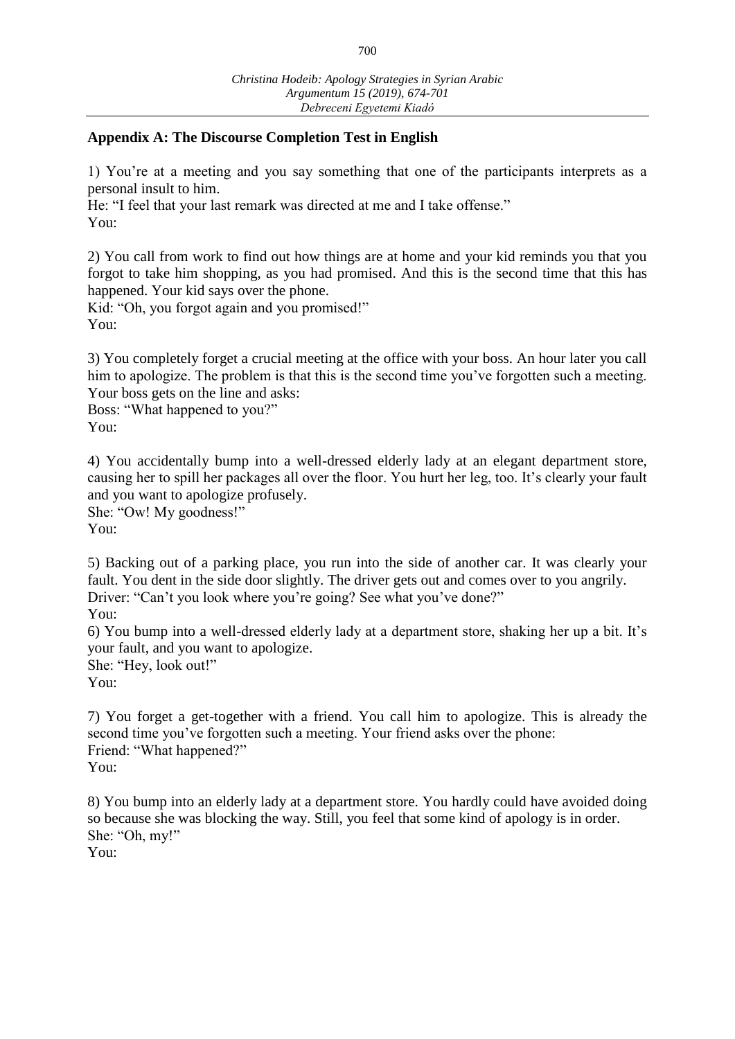## Appendix A: The Discourse Completion Test in English

1) You're at a meeting and you say something that one of the participants interprets as a personal insult to him.
He: "I feel that your last remark was directed at me and I take offense."
You:

2) You call from work to find out how things are at home and your kid reminds you that you forgot to take him shopping, as you had promised. And this is the second time that this has happened. Your kid says over the phone.
Kid: "Oh, you forgot again and you promised!"
You:

3) You completely forget a crucial meeting at the office with your boss. An hour later you call him to apologize. The problem is that this is the second time you've forgotten such a meeting. Your boss gets on the line and asks:
Boss: "What happened to you?"
You:

4) You accidentally bump into a well-dressed elderly lady at an elegant department store, causing her to spill her packages all over the floor. You hurt her leg, too. It's clearly your fault and you want to apologize profusely.
She: "Ow! My goodness!"
You:

5) Backing out of a parking place, you run into the side of another car. It was clearly your fault. You dent in the side door slightly. The driver gets out and comes over to you angrily.
Driver: "Can't you look where you're going? See what you've done?"
You:

6) You bump into a well-dressed elderly lady at a department store, shaking her up a bit. It's your fault, and you want to apologize.
She: "Hey, look out!"
You:

7) You forget a get-together with a friend. You call him to apologize. This is already the second time you've forgotten such a meeting. Your friend asks over the phone:
Friend: "What happened?"
You:

8) You bump into an elderly lady at a department store. You hardly could have avoided doing so because she was blocking the way. Still, you feel that some kind of apology is in order.
She: "Oh, my!"
You: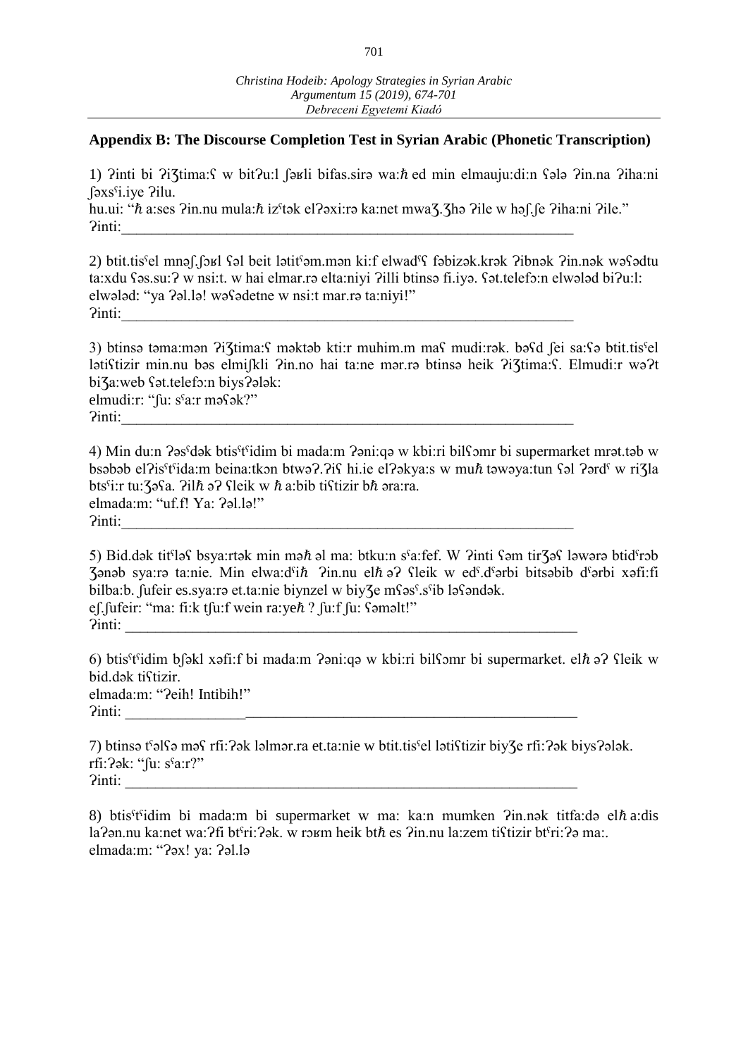## Appendix B: The Discourse Completion Test in Syrian Arabic (Phonetic Transcription)

1) ʔinti bi ʔiʒtima:ʕ w bitʔu:l ʃəʁli bifas.sirə wa:ħed min elmauju:di:n ʕələ ʔin.na ʔiha:ni ʃəxsˤi.iye ʔilu.
hu.ui: "ħ a:ses ʔin.nu mula:ħ izˤtək elʔəxi:rə ka:net mwaʒ.ʒhə ʔile w həʃ.ʃe ʔiha:ni ʔile."
ʔinti:_______________________________________________________________

2) btit.tisˤel mnəʃ.ʃəʁl ʕəl beit lətitˤəm.mən ki:f elwadˤʕ fəbizək.krək ʔibnək ʔin.nək wəʕədtu ta:xdu ʕəs.su:ʔ w nsi:t. w hai elmar.rə elta:niyi ʔilli btinsə fi.iyə. ʕət.telefɔ:n elwələd biʔu:l:
elwələd: "ya ʔəl.lə! wəʕədetne w nsi:t mar.rə ta:niyi!"
ʔinti:_______________________________________________________________

3) btinsə təma:mən ʔiʒtima:ʕ məktəb kti:r muhim.m maʕ mudi:rək. bəʕd ʃei sa:ʕə btit.tisˤel lətiʕtizir min.nu bəs elmiʃkli ʔin.no hai ta:ne mər.rə btinsə heik ʔiʒtima:ʕ. Elmudi:r wəʔt biʒa:web ʕət.telefɔ:n biysʔələk:
elmudi:r: "ʃu: sˤa:r məʕək?"
ʔinti:_______________________________________________________________

4) Min du:n ʔəsˤdək btisˤtˤidim bi mada:m ʔəni:qə w kbi:ri bilʕɔmr bi supermarket mrət.təb w bsəbəb elʔisˤtˤida:m beina:tkən btwəʔ.ʔiʕ hi.ie elʔəkya:s w muħ təwəya:tun ʕəl ʔərdˤ w riʒla btsˤi:r tu:ʒəʕa. ʔilħ əʔ ʕleik w ħ a:bib tiʕtizir bħ əra:ra.
elmada:m: "uf.f! Ya: ʔəl.lə!"
ʔinti:_______________________________________________________________

5) Bid.dək titˤləʕ bsya:rtək min məħ əl ma: btku:n sˤa:fef. W ʔinti ʕəm tirʒəʕ ləwərə btidˤrəb ʒənəb sya:rə ta:nie. Min elwa:dˤiħ ʔin.nu elħ əʔ ʕleik w edˤ.dˤərbi bitsəbib dˤərbi xəfi:fi bilba:b. ʃufeir es.sya:rə et.ta:nie biynzel w biyʒe mʕəsˤ.sˤib ləʕəndək.
eʃ.ʃufeir: "ma: fi:k tʃu:f wein ra:yeħ ? ʃu:f ʃu: ʕəməlt!"
ʔinti: _______________________________________________________________

6) btisˤtˤidim bʃəkl xəfi:f bi mada:m ʔəni:qə w kbi:ri bilʕɔmr bi supermarket. elħ əʔ ʕleik w bid.dək tiʕtizir.
elmada:m: "ʔeih! Intibih!"
ʔinti: _______________________________________________________________

7) btinsə tˤəlʕə maʕ rfi:ʔək ləlmər.ra et.ta:nie w btit.tisˤel lətiʕtizir biyʒe rfi:ʔək biysʔələk.
rfi:ʔək: "ʃu: sˤa:r?"
ʔinti: _______________________________________________________________

8) btisˤtˤidim bi mada:m bi supermarket w ma: ka:n mumken ʔin.nək titfa:də elħ a:dis laʔən.nu ka:net wa:ʔfi btˤri:ʔək. w rɔʁm heik btħ es ʔin.nu la:zem tiʕtizir btˤri:ʔə ma:.
elmada:m: "ʔəx! ya: ʔəl.lə